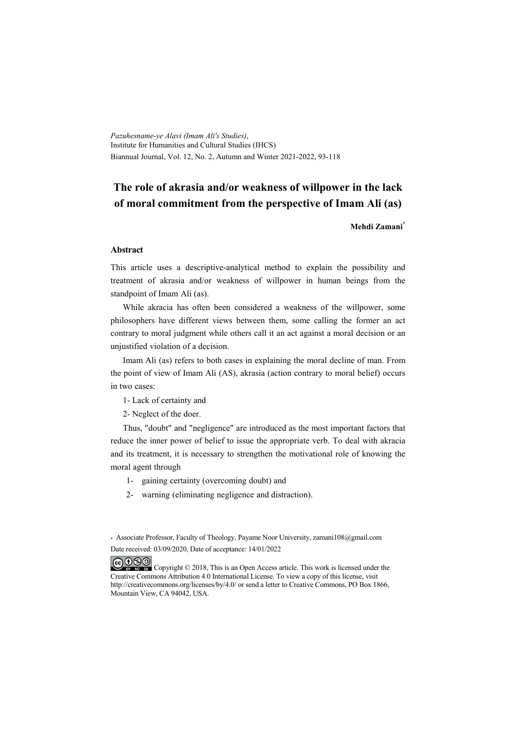*Pazuhesname-ye Alavi (Imam Ali's Studies)*,
Institute for Humanities and Cultural Studies (IHCS)
Biannual Journal, Vol. 12, No. 2, Autumn and Winter 2021-2022, 93-118

# The role of akrasia and/or weakness of willpower in the lack of moral commitment from the perspective of Imam Ali (as)

**Mehdi Zamani***

## Abstract

This article uses a descriptive-analytical method to explain the possibility and treatment of akrasia and/or weakness of willpower in human beings from the standpoint of Imam Ali (as).

While akracia has often been considered a weakness of the willpower, some philosophers have different views between them, some calling the former an act contrary to moral judgment while others call it an act against a moral decision or an unjustified violation of a decision.

Imam Ali (as) refers to both cases in explaining the moral decline of man. From the point of view of Imam Ali (AS), akrasia (action contrary to moral belief) occurs in two cases:

1- Lack of certainty and

2- Neglect of the doer.

Thus, "doubt" and "negligence" are introduced as the most important factors that reduce the inner power of belief to issue the appropriate verb. To deal with akracia and its treatment, it is necessary to strengthen the motivational role of knowing the moral agent through

1- gaining certainty (overcoming doubt) and
2- warning (eliminating negligence and distraction).

\* Associate Professor, Faculty of Theology, Payame Noor University, zamani108@gmail.com
Date received: 03/09/2020, Date of acceptance: 14/01/2022

Copyright © 2018, This is an Open Access article. This work is licensed under the Creative Commons Attribution 4.0 International License. To view a copy of this license, visit http://creativecommons.org/licenses/by/4.0/ or send a letter to Creative Commons, PO Box 1866, Mountain View, CA 94042, USA.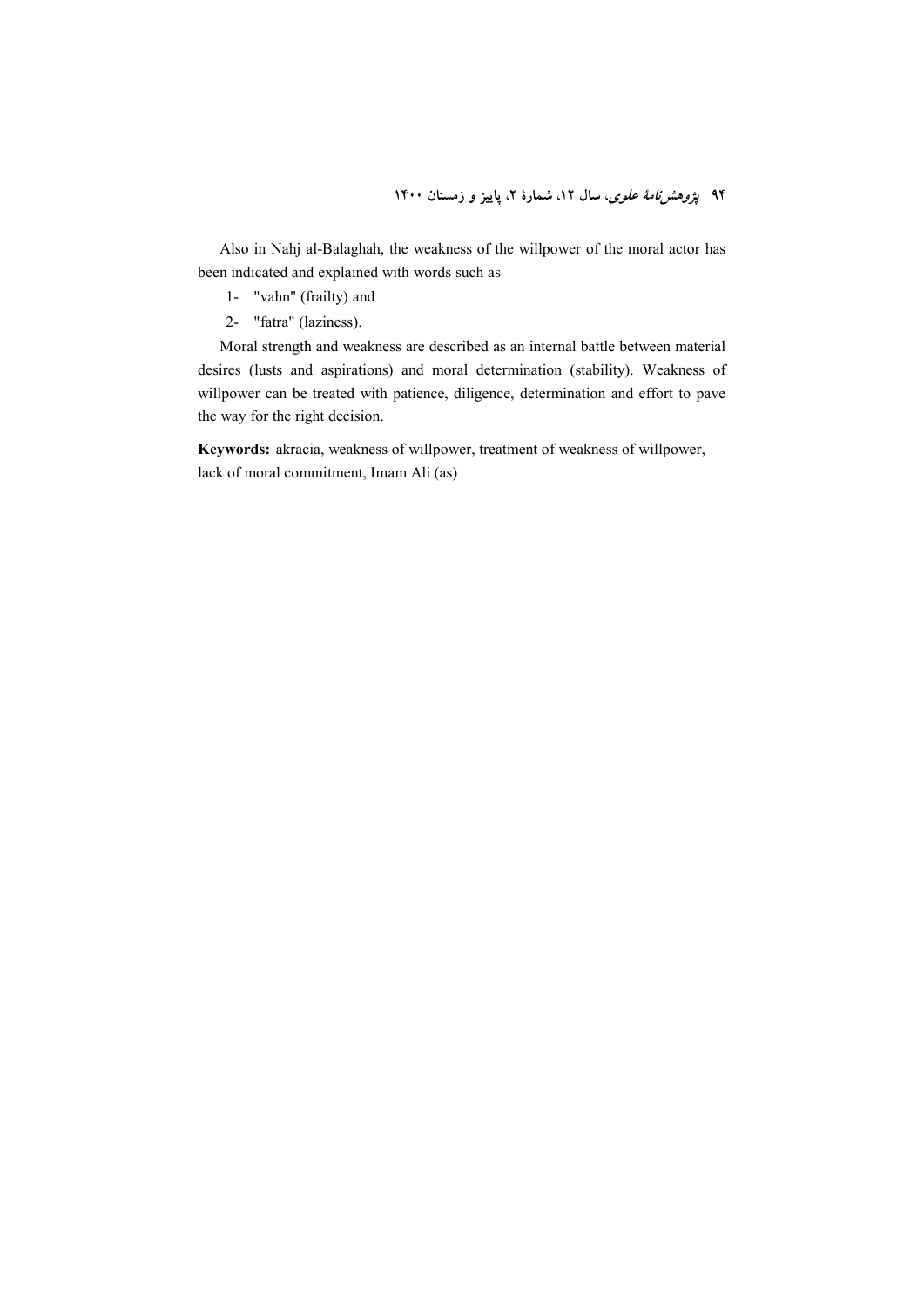Also in Nahj al-Balaghah, the weakness of the willpower of the moral actor has been indicated and explained with words such as

1- "vahn" (frailty) and
2- "fatra" (laziness).

Moral strength and weakness are described as an internal battle between material desires (lusts and aspirations) and moral determination (stability). Weakness of willpower can be treated with patience, diligence, determination and effort to pave the way for the right decision.

**Keywords:** akracia, weakness of willpower, treatment of weakness of willpower, lack of moral commitment, Imam Ali (as)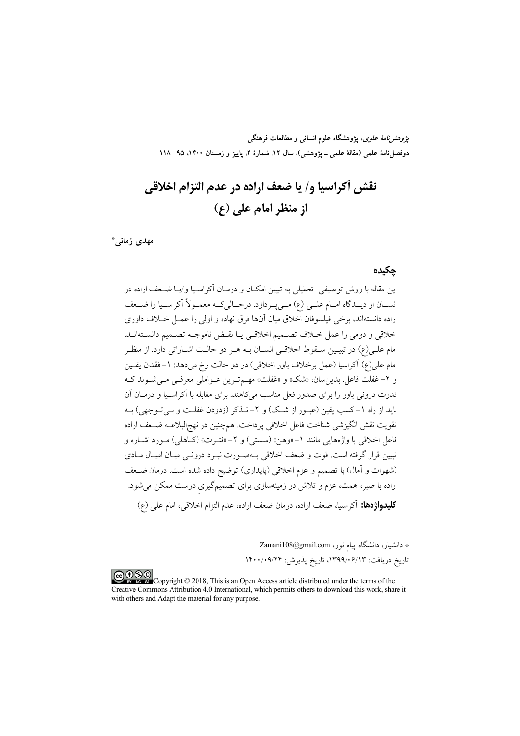*پژوهش‌نامهٔ علوی*، پژوهشگاه علوم انسانی و مطالعات فرهنگی
دوفصل‌نامهٔ علمی (مقالهٔ علمی ـ پژوهشی)، سال ۱۲، شمارهٔ ۲، پاییز و زمستان ۱۴۰۰، ۹۵ - ۱۱۸

# نقش آکراسیا و/ یا ضعف اراده در عدم التزام اخلاقی از منظر امام علی (ع)

**مهدی زمانی***

## چکیده

این مقاله با روش توصیفی–تحلیلی به تبیین امکان و درمان آکراسیا و/یا ضعف اراده در انسان از دیدگاه امام علی (ع) می‌پردازد. درحالی‌که معمولاً آکراسیا را ضعف اراده دانسته‌اند، برخی فیلسوفان اخلاق میان آن‌ها فرق نهاده و اولی را عمل خلاف داوری اخلاقی و دومی را عمل خلاف تصمیم اخلاقی یا نقض ناموجه تصمیم دانسته‌اند. امام علی(ع) در تبیین سقوط اخلاقی انسان به هر دو حالت اشاراتی دارد. از منظر امام علی(ع) آکراسیا (عمل برخلاف باور اخلاقی) در دو حالت رخ می‌دهد: ۱- فقدان یقین و ۲- غفلت فاعل. بدین‌سان، «شک» و «غفلت» مهم‌ترین عوامل معرفی می‌شوند که قدرت درونی باور را برای صدور فعل مناسب می‌کاهند. برای مقابله با آکراسیا و درمان آن باید از راه ۱- کسب یقین (عبور از شک) و ۲- تذکر (زدودن غفلت و بی‌توجهی) به تقویت نقش انگیزشی شناخت فاعل اخلاقی پرداخت. همچنین در نهج‌البلاغه ضعف اراده فاعل اخلاقی با واژه‌هایی مانند ۱- «وهن» (سستی) و ۲- «فترت» (کاهلی) مورد اشاره و تبیین قرار گرفته است. قوت و ضعف اخلاقی به‌صورت نبرد درونی میان امیال مادی (شهوات و آمال) با تصمیم و عزم اخلاقی (پایداری) توضیح داده شده است. درمان ضعف اراده با صبر، همت، عزم و تلاش در زمینه‌سازی برای تصمیم‌گیری درست ممکن می‌شود.

**کلیدواژه‌ها:** آکراسیا، ضعف اراده، درمان ضعف اراده، عدم التزام اخلاقی، امام علی (ع)

---

\* دانشیار، دانشگاه پیام نور، Zamani108@gmail.com

تاریخ دریافت: ۱۳۹۹/۰۶/۱۳، تاریخ پذیرش: ۱۴۰۰/۰۹/۲۴

Copyright © 2018, This is an Open Access article distributed under the terms of the Creative Commons Attribution 4.0 International, which permits others to download this work, share it with others and Adapt the material for any purpose.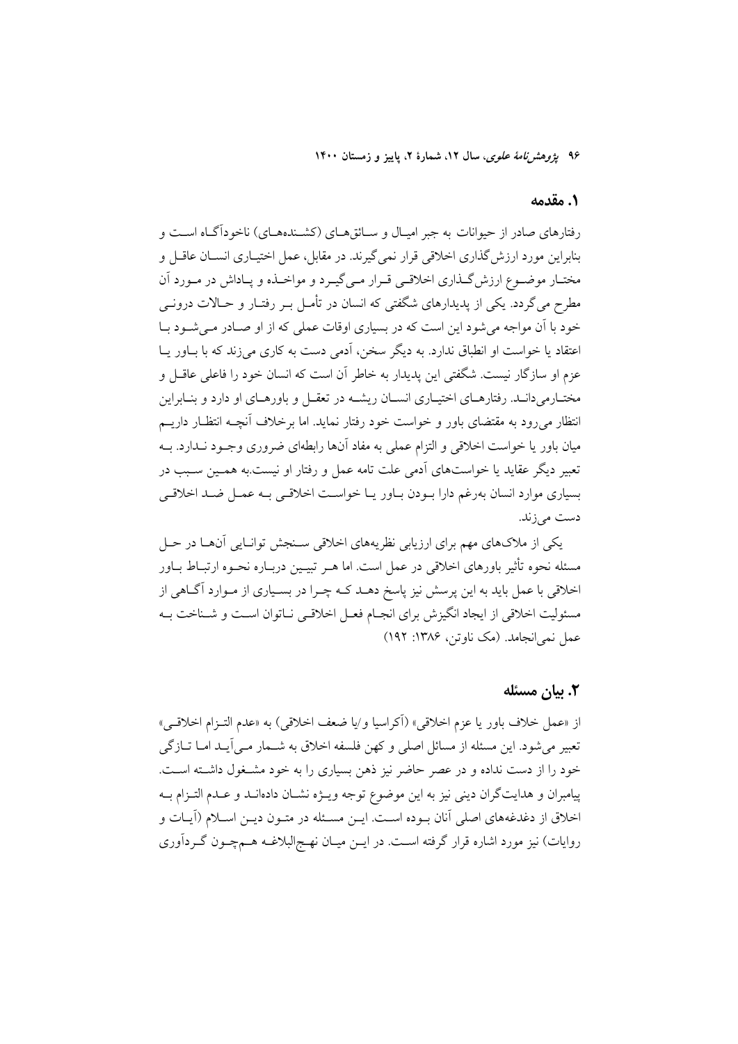## ۱. مقدمه

رفتارهای صادر از حیوانات به جبر امیال و سائق‌های (کشنده‌های) ناخودآگاه است و بنابراین مورد ارزش‌گذاری اخلاقی قرار نمی‌گیرند. در مقابل، عمل اختیاری انسان عاقل و مختار موضوع ارزش‌گذاری اخلاقی قرار می‌گیرد و مواخذه و پاداش در مورد آن مطرح می‌گردد. یکی از پدیدارهای شگفتی که انسان در تأمل بر رفتار و حالات درونی خود با آن مواجه می‌شود این است که در بسیاری اوقات عملی که از او صادر می‌شود با اعتقاد یا خواست او انطباق ندارد. به دیگر سخن، آدمی دست به کاری می‌زند که با باور یا عزم او سازگار نیست. شگفتی این پدیدار به خاطر آن است که انسان خود را فاعلی عاقل و مختارمی‌داند. رفتارهای اختیاری انسان ریشه در تعقل و باورهای او دارد و بنابراین انتظار می‌رود به مقتضای باور و خواست خود رفتار نماید. اما برخلاف آنچه انتظار داریم میان باور یا خواست اخلاقی و التزام عملی به مفاد آن‌ها رابطه‌ای ضروری وجود ندارد. به تعبیر دیگر عقاید یا خواست‌های آدمی علت تامه عمل و رفتار او نیست.به همین سبب در بسیاری موارد انسان به‌رغم دارا بودن باور یا خواست اخلاقی به عمل ضد اخلاقی دست می‌زند.

یکی از ملاک‌های مهم برای ارزیابی نظریه‌های اخلاقی سنجش توانایی آن‌ها در حل مسئله نحوه تأثیر باورهای اخلاقی در عمل است. اما هر تبیین درباره نحوه ارتباط باور اخلاقی با عمل باید به این پرسش نیز پاسخ دهد که چرا در بسیاری از موارد آگاهی از مسئولیت اخلاقی از ایجاد انگیزش برای انجام فعل اخلاقی ناتوان است و شناخت به عمل نمی‌انجامد. (مک ناوتن، ۱۳۸۶: ۱۹۲)

## ۲. بیان مسئله

از «عمل خلاف باور یا عزم اخلاقی» (آکراسیا و/یا ضعف اخلاقی) به «عدم التزام اخلاقی» تعبیر می‌شود. این مسئله از مسائل اصلی و کهن فلسفه اخلاق به شمار می‌آید اما تازگی خود را از دست نداده و در عصر حاضر نیز ذهن بسیاری را به خود مشغول داشته است. پیامبران و هدایتگران دینی نیز به این موضوع توجه ویژه نشان داده‌اند و عدم التزام به اخلاق از دغدغه‌های اصلی آنان بوده است. این مسئله در متون دین اسلام (آیات و روایات) نیز مورد اشاره قرار گرفته است. در این میان نهج‌البلاغه هم‌چون گردآوری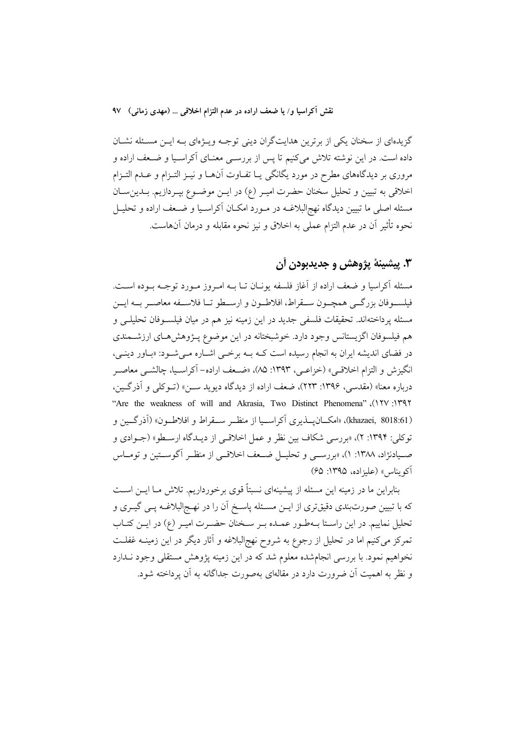گزیده‌ای از سخنان یکی از برترین هدایت‌گران دینی توجه ویژه‌ای به این مسئله نشان داده است. در این نوشته تلاش می‌کنیم تا پس از بررسی معنای آکراسیا و ضعف اراده و مروری بر دیدگاه‌های مطرح در مورد یگانگی یا تفاوت آن‌ها و نیز التزام و عدم التزام اخلاقی به تبیین و تحلیل سخنان حضرت امیر (ع) در این موضوع بپردازیم. بدین‌سان مسئله اصلی ما تبیین دیدگاه نهج‌البلاغه در مورد امکان آکراسیا و ضعف اراده و تحلیل نحوه تأثیر آن در عدم التزام عملی به اخلاق و نیز نحوه مقابله و درمان آن‌هاست.

## ۳. پیشینهٔ پژوهش و جدیدبودن آن

مسئله آکراسیا و ضعف اراده از آغاز فلسفه یونان تا به امروز مورد توجه بوده است. فیلسوفان بزرگی همچون سقراط، افلاطون و ارسطو تا فلاسفه معاصر به این مسئله پرداخته‌اند. تحقیقات فلسفی جدید در این زمینه نیز هم در میان فیلسوفان تحلیلی و هم فیلسوفان اگزیستانس وجود دارد. خوشبختانه در این موضوع پژوهش‌های ارزشمندی در فضای اندیشه ایران به انجام رسیده است که به برخی اشاره می‌شود: «باور دینی، انگیزش و التزام اخلاقی» (خزاعی، ۱۳۹۳: ۸۵)، «ضعف اراده- آکراسیا، چالشی معاصر درباره معنا» (مقدسی، ۱۳۹۶: ۲۲۳)، ضعف اراده از دیدگاه دیوید سن» (توکلی و آذرگین، ۱۳۹۲: ۱۲۷)، "Are the weakness of will and Akrasia, Two Distinct Phenomena" (khazaei, 8018:61)، «امکان‌پذیری آکراسیا از منظر سقراط و افلاطون» (آذرگین و توکلی: ۱۳۹۴: ۲)، «بررسی شکاف بین نظر و عمل اخلاقی از دیدگاه ارسطو» (جوادی و صیادنژاد، ۱۳۸۸: ۱)، «بررسی و تحلیل ضعف اخلاقی از منظر آگوستین و توماس آکویناس» (علیزاده، ۱۳۹۵: ۶۵)

بنابراین ما در زمینه این مسئله از پیشینه‌ای نسبتاً قوی برخورداریم. تلاش ما این است که با تبیین صورت‌بندی دقیق‌تری از این مسئله پاسخ آن را در نهج‌البلاغه پی گیری و تحلیل نماییم. در این راستا به‌طور عمده بر سخنان حضرت امیر (ع) در این کتاب تمرکز می‌کنیم اما در تحلیل از رجوع به شروح نهج‌البلاغه و آثار دیگر در این زمینه غفلت نخواهیم نمود. با بررسی انجام‌شده معلوم شد که در این زمینه پژوهش مستقلی وجود ندارد و نظر به اهمیت آن ضرورت دارد در مقاله‌ای به‌صورت جداگانه به آن پرداخته شود.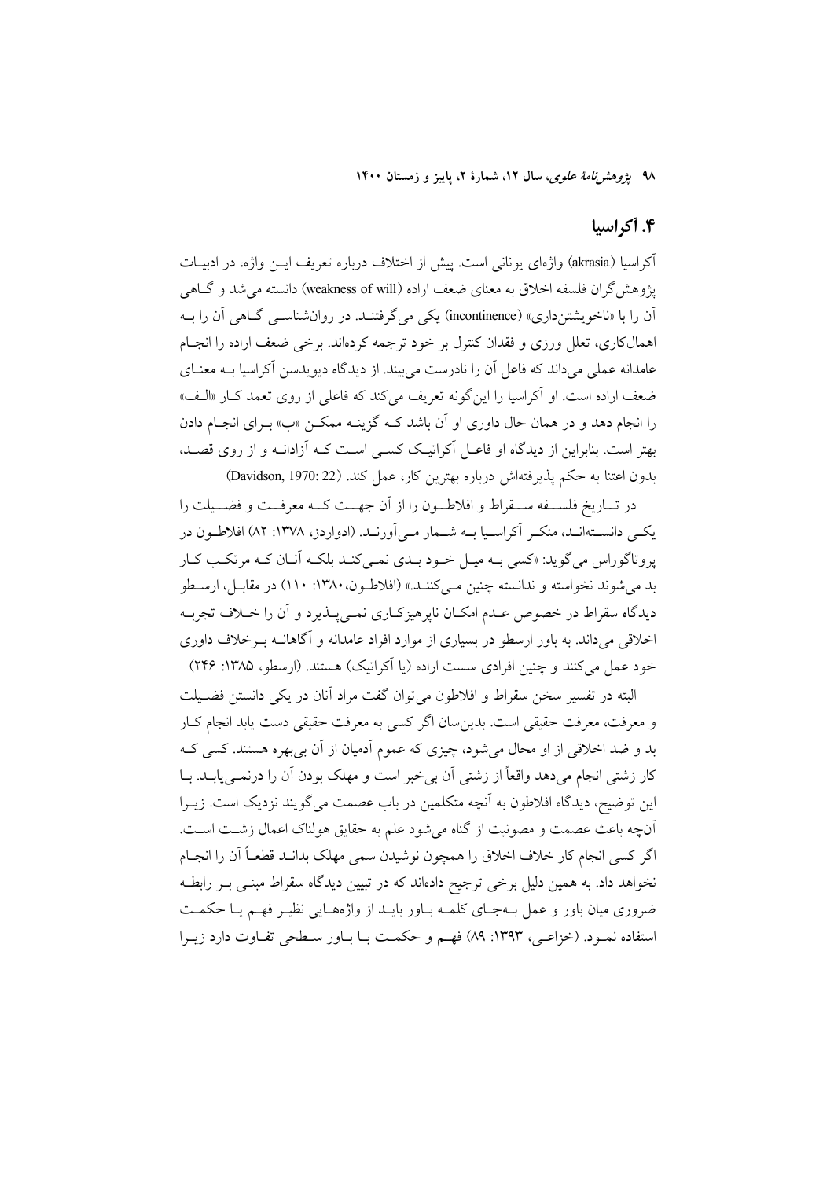## ۴. آکراسیا

آکراسیا (akrasia) واژه‌ای یونانی است. پیش از اختلاف درباره تعریف این واژه، در ادبیات پژوهش‌گران فلسفه اخلاق به معنای ضعف اراده (weakness of will) دانسته می‌شد و گاهی آن را با «ناخویشتن‌داری» (incontinence) یکی می‌گرفتند. در روان‌شناسی گاهی آن را به اهمال‌کاری، تعلل ورزی و فقدان کنترل بر خود ترجمه کرده‌اند. برخی ضعف اراده را انجام عامدانه عملی می‌داند که فاعل آن را نادرست می‌بیند. از دیدگاه دیویدسن آکراسیا به معنای ضعف اراده است. او آکراسیا را این‌گونه تعریف می‌کند که فاعلی از روی تعمد کار «الف» را انجام دهد و در همان حال داوری او آن باشد که گزینه ممکن «ب» برای انجام دادن بهتر است. بنابراین از دیدگاه او فاعل آکراتیک کسی است که آزادانه و از روی قصد، بدون اعتنا به حکم پذیرفته‌اش درباره بهترین کار، عمل کند. (Davidson, 1970: 22)

در تاریخ فلسفه سقراط و افلاطون را از آن جهت که معرفت و فضیلت را یکی دانسته‌اند، منکر آکراسیا به شمار می‌آورند. (ادواردز، ۱۳۷۸: ۸۲) افلاطون در پروتاگوراس می‌گوید: «کسی به میل خود بدی نمی‌کند بلکه آنان که مرتکب کار بد می‌شوند نخواسته و ندانسته چنین می‌کنند.» (افلاطون،۱۳۸۰: ۱۱۰) در مقابل، ارسطو دیدگاه سقراط در خصوص عدم امکان ناپرهیزکاری نمی‌پذیرد و آن را خلاف تجربه اخلاقی می‌داند. به باور ارسطو در بسیاری از موارد افراد عامدانه و آگاهانه برخلاف داوری خود عمل می‌کنند و چنین افرادی سست اراده (یا آکراتیک) هستند. (ارسطو، ۱۳۸۵: ۲۴۶)

البته در تفسیر سخن سقراط و افلاطون می‌توان گفت مراد آنان در یکی دانستن فضیلت و معرفت، معرفت حقیقی است. بدین‌سان اگر کسی به معرفت حقیقی دست یابد انجام کار بد و ضد اخلاقی از او محال می‌شود، چیزی که عموم آدمیان از آن بی‌بهره هستند. کسی که کار زشتی انجام می‌دهد واقعاً از زشتی آن بی‌خبر است و مهلک بودن آن را درنمی‌یابد. با این توضیح، دیدگاه افلاطون به آنچه متکلمین در باب عصمت می‌گویند نزدیک است. زیرا آنچه باعث عصمت و مصونیت از گناه می‌شود علم به حقایق هولناک اعمال زشت است. اگر کسی انجام کار خلاف اخلاق را همچون نوشیدن سمی مهلک بداند قطعاً آن را انجام نخواهد داد. به همین دلیل برخی ترجیح داده‌اند که در تبیین دیدگاه سقراط مبنی بر رابطه ضروری میان باور و عمل به‌جای کلمه باور باید از واژه‌هایی نظیر فهم یا حکمت استفاده نمود. (خزاعی، ۱۳۹۳: ۸۹) فهم و حکمت با باور سطحی تفاوت دارد زیرا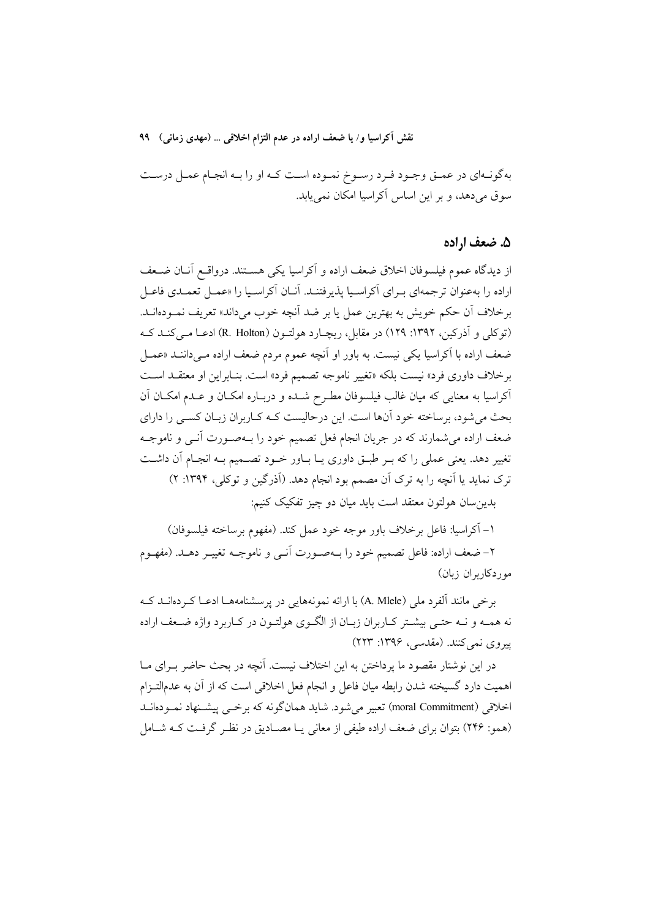به‌گونه‌ای در عمق وجود فرد رسوخ نموده است که او را به انجام عمل درست سوق می‌دهد، و بر این اساس آکراسیا امکان نمی‌یابد.

## ۵. ضعف اراده

از دیدگاه عموم فیلسوفان اخلاق ضعف اراده و آکراسیا یکی هستند. درواقع آنان ضعف اراده را به‌عنوان ترجمه‌ای برای آکراسیا پذیرفتند. آنان آکراسیا را «عمل تعمدی فاعل برخلاف آن حکم خویش به بهترین عمل یا بر ضد آنچه خوب می‌داند» تعریف نموده‌اند. (توکلی و آذرکین، ۱۳۹۲: ۱۲۹) در مقابل، ریچارد هولتون (R. Holton) ادعا می‌کند که ضعف اراده با آکراسیا یکی نیست. به باور او آنچه عموم مردم ضعف اراده می‌دانند «عمل برخلاف داوری فرد» نیست بلکه «تغییر ناموجه تصمیم فرد» است. بنابراین او معتقد است آکراسیا به معنایی که میان غالب فیلسوفان مطرح شده و درباره امکان و عدم امکان آن بحث می‌شود، برساخته خود آن‌ها است. این درحالیست که کاربران زبان کسی را دارای ضعف اراده می‌شمارند که در جریان انجام فعل تصمیم خود را به‌صورت آنی و ناموجه تغییر دهد. یعنی عملی را که بر طبق داوری یا باور خود تصمیم به انجام آن داشت ترک نماید یا آنچه را به ترک آن مصمم بود انجام دهد. (آذرگین و توکلی، ۱۳۹۴: ۲)

بدین‌سان هولتون معتقد است باید میان دو چیز تفکیک کنیم:

۱- آکراسیا: فاعل برخلاف باور موجه خود عمل کند. (مفهوم برساخته فیلسوفان)

۲- ضعف اراده: فاعل تصمیم خود را به‌صورت آنی و ناموجه تغییر دهد. (مفهوم موردکاربران زبان)

برخی مانند آلفرد ملی (A. Mlele) با ارائه نمونه‌هایی در پرسشنامه‌ها ادعا کرده‌اند که نه همه و نه حتی بیشتر کاربران زبان از الگوی هولتون در کاربرد واژه ضعف اراده پیروی نمی‌کنند. (مقدسی، ۱۳۹۶: ۲۲۳)

در این نوشتار مقصود ما پرداختن به این اختلاف نیست. آنچه در بحث حاضر برای ما اهمیت دارد گسیخته شدن رابطه میان فاعل و انجام فعل اخلاقی است که از آن به عدم‌التزام اخلاقی (moral Commitment) تعبیر می‌شود. شاید همان‌گونه که برخی پیشنهاد نموده‌اند (همو: ۲۴۶) بتوان برای ضعف اراده طیفی از معانی یا مصادیق در نظر گرفت که شامل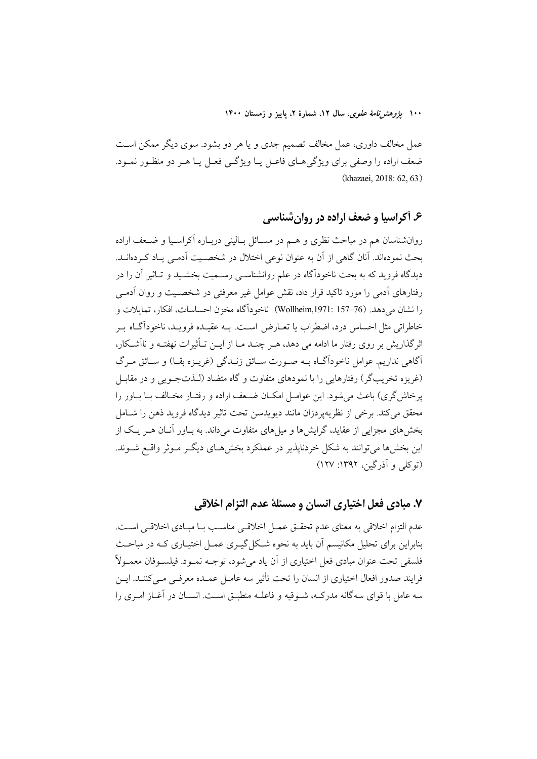عمل مخالف داوری، عمل مخالف تصمیم جدی و یا هر دو بشود. سوی دیگر ممکن است ضعف اراده را وصفی برای ویژگی‌های فاعل یا ویژگی فعل یا هر دو منظور نمود. (khazaei, 2018: 62, 63)

## ۶. آکراسیا و ضعف اراده در روان‌شناسی

روان‌شناسان هم در مباحث نظری و هم در مسائل بالینی درباره آکراسیا و ضعف اراده بحث نموده‌اند. آنان گاهی از آن به عنوان نوعی اختلال در شخصیت آدمی یاد کرده‌اند. دیدگاه فروید که به بحث ناخودآگاه در علم روانشناسی رسمیت بخشید و تاثیر آن را در رفتارهای آدمی را مورد تاکید قرار داد، نقش عوامل غیر معرفتی در شخصیت و روان آدمی را نشان می‌دهد. (Wollheim,1971: 157–76) ناخودآگاه مخزن احساسات، افکار، تمایلات و خاطراتی مثل احساس درد، اضطراب یا تعارض است. به عقیده فروید، ناخودآگاه بر اثرگذاریش بر روی رفتار ما ادامه می دهد، هر چند ما از این تأثیرات نهفته و ناآشکار، آگاهی نداریم. عوامل ناخودآگاه به صورت سائق زندگی (غریزه بقا) و سائق مرگ (غریزه تخریب‌گر) رفتارهایی را با نمودهای متفاوت و گاه متضاد (لذت‌جویی و در مقابل پرخاش‌گری) باعث می‌شود. این عوامل امکان ضعف اراده و رفتار مخالف با باور را محقق می‌کند. برخی از نظریه‌پردازان مانند دیویدسن تحت تاثیر دیدگاه فروید ذهن را شامل بخش‌های مجزایی از عقاید، گرایش‌ها و میل‌های متفاوت می‌داند. به باور آنان هر یک از این بخش‌ها می‌توانند به شکل خردناپذیر در عملکرد بخش‌های دیگر موثر واقع شوند. (توکلی و آذرگین، ۱۳۹۲: ۱۲۷)

## ۷. مبادی فعل اختیاری انسان و مسئلهٔ عدم التزام اخلاقی

عدم التزام اخلاقی به معنای عدم تحقق عمل اخلاقی مناسب با مبادی اخلاقی است. بنابراین برای تحلیل مکانیسم آن باید به نحوه شکل‌گیری عمل اختیاری که در مباحث فلسفی تحت عنوان مبادی فعل اختیاری از آن یاد می‌شود، توجه نمود. فیلسوفان معمولاً فرایند صدور افعال اختیاری از انسان را تحت تأثیر سه عامل عمده معرفی می‌کنند. این سه عامل با قوای سه‌گانه مدرکه، شوقیه و فاعله منطبق است. انسان در آغاز امری را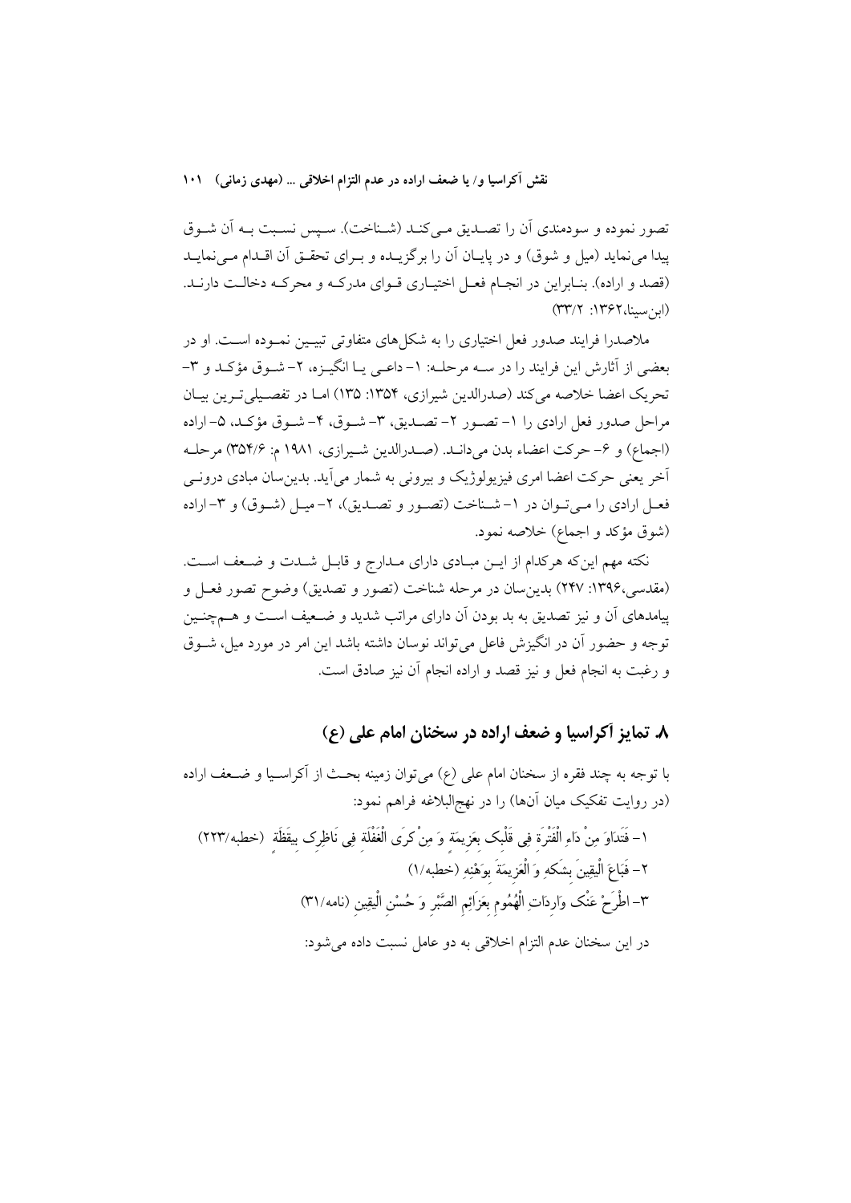تصور نموده و سودمندی آن را تصـدیق مـی‌کنـد (شـناخت). سـپس نسـبت بـه آن شـوق پیدا می‌نماید (میل و شوق) و در پایـان آن را برگزیـده و بـرای تحقـق آن اقـدام مـی‌نمایـد (قصد و اراده). بنـابراین در انجـام فعـل اختیـاری قـوای مدرکـه و محرکـه دخالـت دارنـد. (ابن‌سینا،۱۳۶۲: ۳۳/۲)

ملاصدرا فرایند صدور فعل اختیاری را به شکل‌های متفاوتی تبیـین نمـوده اسـت. او در بعضی از آثارش این فرایند را در سـه مرحلـه: ۱- داعـی یـا انگیـزه، ۲- شـوق مؤکـد و ۳- تحریک اعضا خلاصه می‌کند (صدرالدین شیرازی، ۱۳۵۴: ۱۳۵) امـا در تفصـیلی‌تـرین بیـان مراحل صدور فعل ارادی را ۱- تصـور ۲- تصـدیق، ۳- شـوق، ۴- شـوق مؤکـد، ۵- اراده (اجماع) و ۶- حرکت اعضاء بدن می‌دانـد. (صـدرالدین شـیرازی، ۱۹۸۱ م: ۳۵۴/۶) مرحلـه آخر یعنی حرکت اعضا امری فیزیولوژیک و بیرونی به شمار می‌آید. بدین‌سان مبادی درونـی فعـل ارادی را مـی‌تـوان در ۱- شـناخت (تصـور و تصـدیق)، ۲- میـل (شـوق) و ۳- اراده (شوق مؤکد و اجماع) خلاصه نمود.

نکته مهم این‌که هرکدام از ایـن مبـادی دارای مـدارج و قابـل شـدت و ضـعف اسـت. (مقدسی،۱۳۹۶: ۲۴۷) بدین‌سان در مرحله شناخت (تصور و تصدیق) وضوح تصور فعـل و پیامدهای آن و نیز تصدیق به بد بودن آن دارای مراتب شدید و ضـعیف اسـت و هـم‌چنـین توجه و حضور آن در انگیزش فاعل می‌تواند نوسان داشته باشد این امر در مورد میل، شـوق و رغبت به انجام فعل و نیز قصد و اراده انجام آن نیز صادق است.

## ۸. تمایز آکراسیا و ضعف اراده در سخنان امام علی (ع)

با توجه به چند فقره از سخنان امام علی (ع) می‌توان زمینه بحـث از آکراسـیا و ضـعف اراده (در روایت تفکیک میان آن‌ها) را در نهج‌البلاغه فراهم نمود:

۱- فَتَدَاوَ مِنْ دَاءِ الْفَتْرَةِ فِی قَلْبِک بِعَزِیمَةٍ وَ مِنْ کَرَی الْغَفْلَةِ فِی نَاظِرِک بِیقَظَةٍ (خطبه/۲۲۳)

۲- فَبَاعَ الْیقِینَ بِشَکهِ وَ الْعَزِیمَةَ بِوَهْنِهِ (خطبه/۱)

۳- اطْرَحْ عَنْک وَارِدَاتِ الْهُمُومِ بِعَزَائِمِ الصَّبْرِ وَ حُسْنِ الْیقِین (نامه/۳۱)

در این سخنان عدم التزام اخلاقی به دو عامل نسبت داده می‌شود: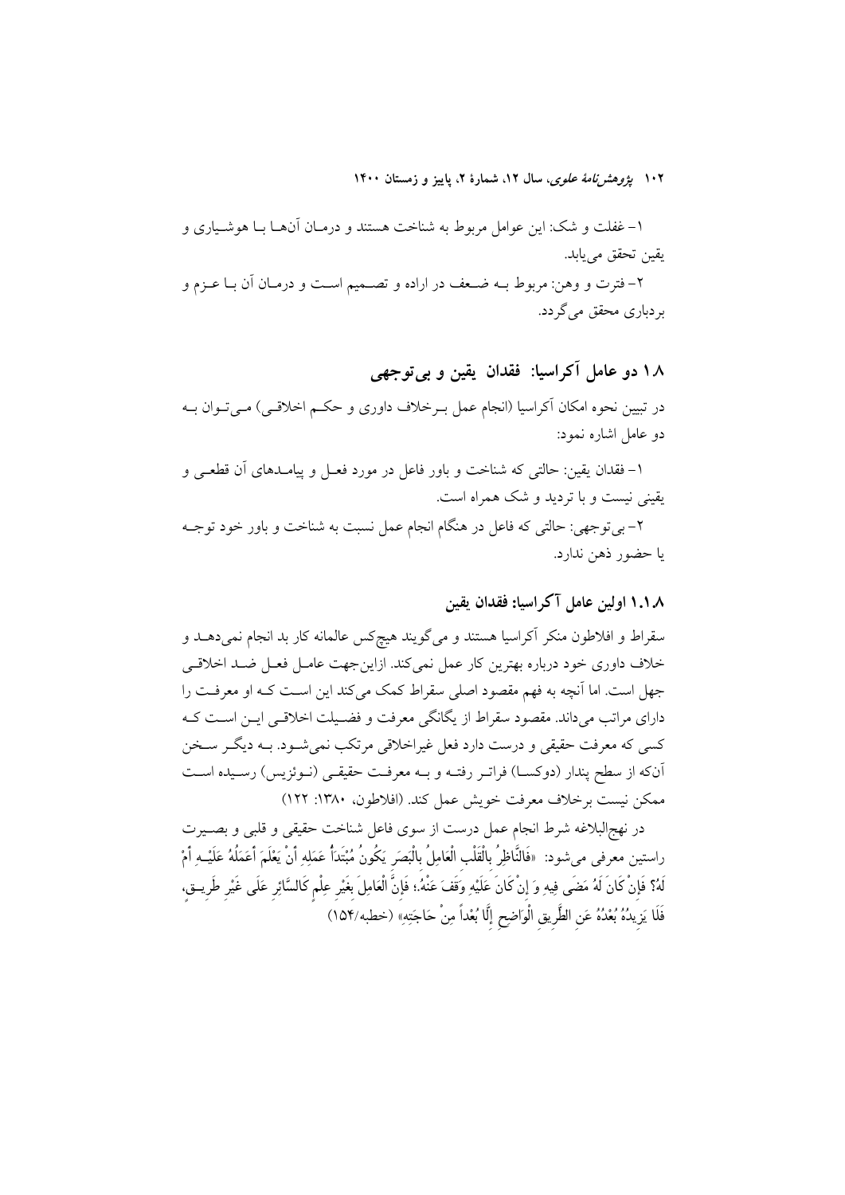۱- غفلت و شک: این عوامل مربوط به شناخت هستند و درمـان آن‌هـا بـا هوشـیاری و یقین تحقق می‌یابد.

۲- فترت و وهن: مربوط بـه ضـعف در اراده و تصـمیم اسـت و درمـان آن بـا عـزم و بردباری محقق می‌گردد.

## ۱.۸ دو عامل آکراسیا: فقدان یقین و بی‌توجهی

در تبیین نحوه امکان آکراسیا (انجام عمل بـرخلاف داوری و حکـم اخلاقـی) مـی‌تـوان بـه دو عامل اشاره نمود:

۱- فقدان یقین: حالتی که شناخت و باور فاعل در مورد فعـل و پیامـدهای آن قطعـی و یقینی نیست و با تردید و شک همراه است.

۲- بی‌توجهی: حالتی که فاعل در هنگام انجام عمل نسبت به شناخت و باور خود توجـه یا حضور ذهن ندارد.

### ۱.۱.۸ اولین عامل آکراسیا: فقدان یقین

سقراط و افلاطون منکر آکراسیا هستند و می‌گویند هیچ‌کس عالمانه کار بد انجام نمی‌دهـد و خلاف داوری خود درباره بهترین کار عمل نمی‌کند. ازاین‌جهت عامـل فعـل ضـد اخلاقـی جهل است. اما آنچه به فهم مقصود اصلی سقراط کمک می‌کند این اسـت کـه او معرفـت را دارای مراتب می‌داند. مقصود سقراط از یگانگی معرفت و فضـیلت اخلاقـی ایـن اسـت کـه کسی که معرفت حقیقی و درست دارد فعل غیراخلاقی مرتکب نمی‌شـود. بـه دیگـر سـخن آن‌که از سطح پندار (دوکسـا) فراتـر رفتـه و بـه معرفـت حقیقـی (نـوئزیس) رسـیده اسـت ممکن نیست برخلاف معرفت خویش عمل کند. (افلاطون، ۱۳۸۰: ۱۲۲)

در نهج‌البلاغه شرط انجام عمل درست از سوی فاعل شناخت حقیقی و قلبی و بصـیرت راستین معرفی می‌شود: «فَالنَّاظِرُ بِالْقَلْبِ الْعَامِلُ بِالْبَصَرِ یَکُونُ مُبْتَدَأُ عَمَلِهِ أَنْ یَعْلَمَ أَعَمَلُهُ عَلَیْـهِ أَمْ لَهُ؟ فَإِنْ کَانَ لَهُ مَضَی فِیهِ وَ إِنْ کَانَ عَلَیْهِ وَقَفَ عَنْهُ؛ فَإِنَّ الْعَامِلَ بِغَیْرِ عِلْمٍ کَالسَّائِرِ عَلَی غَیْرِ طَرِیـقٍ، فَلَا یَزِیدُهُ بُعْدُهُ عَنِ الطَّرِیقِ الْوَاضِحِ إِلَّا بُعْداً مِنْ حَاجَتِهِ» (خطبه/۱۵۴)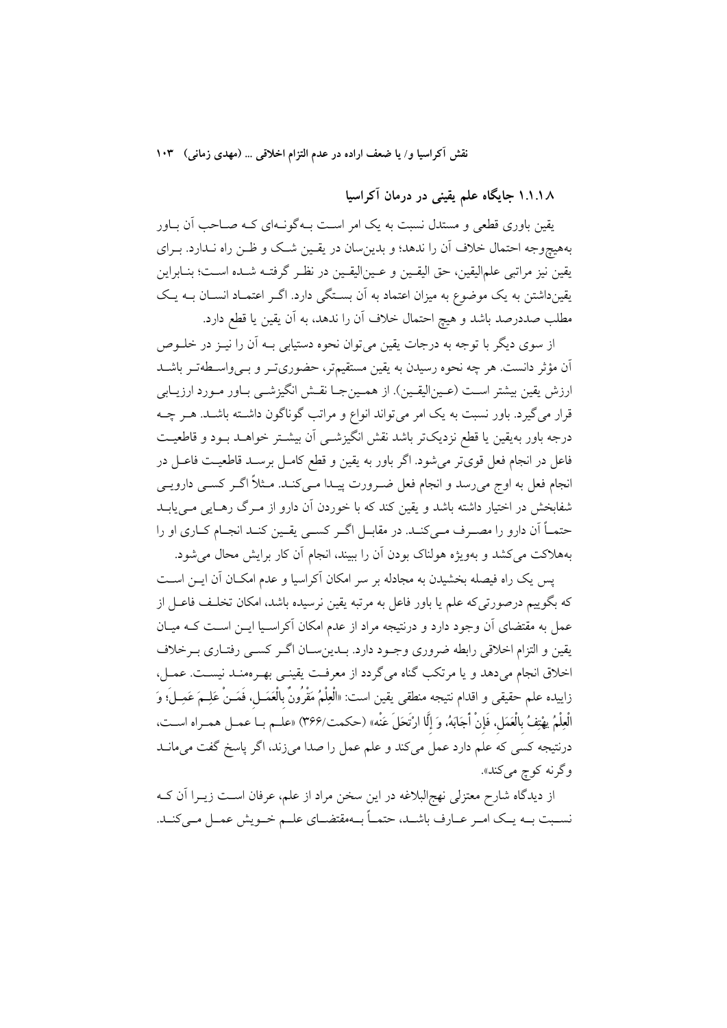### ۱.۱.۱.۸ جایگاه علم یقینی در درمان آکراسیا

یقین باوری قطعی و مستدل نسبت به یک امر است به‌گونه‌ای که صاحب آن باور به‌هیچ‌وجه احتمال خلاف آن را ندهد؛ و بدین‌سان در یقین شک و ظن راه ندارد. برای یقین نیز مراتبی علم‌الیقین، حق الیقین و عین‌الیقین در نظر گرفته شده است؛ بنابراین یقین‌داشتن به یک موضوع به میزان اعتماد به آن بستگی دارد. اگر اعتماد انسان به یک مطلب صددرصد باشد و هیچ احتمال خلاف آن را ندهد، به آن یقین یا قطع دارد.

از سوی دیگر با توجه به درجات یقین می‌توان نحوه دستیابی به آن را نیز در خلوص آن مؤثر دانست. هر چه نحوه رسیدن به یقین مستقیم‌تر، حضوری‌تر و بی‌واسطه‌تر باشد ارزش یقین بیشتر است (عین‌الیقین). از همین‌جا نقش انگیزشی باور مورد ارزیابی قرار می‌گیرد. باور نسبت به یک امر می‌تواند انواع و مراتب گوناگون داشته باشد. هر چه درجه باور به‌یقین یا قطع نزدیک‌تر باشد نقش انگیزشی آن بیشتر خواهد بود و قاطعیت فاعل در انجام فعل قوی‌تر می‌شود. اگر باور به یقین و قطع کامل برسد قاطعیت فاعل در انجام فعل به اوج می‌رسد و انجام فعل ضرورت پیدا می‌کند. مثلاً اگر کسی دارویی شفابخش در اختیار داشته باشد و یقین کند که با خوردن آن دارو از مرگ رهایی می‌یابد حتماً آن دارو را مصرف می‌کند. در مقابل اگر کسی یقین کند انجام کاری او را به‌هلاکت می‌کشد و به‌ویژه هولناک بودن آن را ببیند، انجام آن کار برایش محال می‌شود.

پس یک راه فیصله بخشیدن به مجادله بر سر امکان آکراسیا و عدم امکان آن این است که بگوییم درصورتی‌که علم یا باور فاعل به مرتبه یقین نرسیده باشد، امکان تخلف فاعل از عمل به مقتضای آن وجود دارد و درنتیجه مراد از عدم امکان آکراسیا این است که میان یقین و التزام اخلاقی رابطه ضروری وجود دارد. بدین‌سان اگر کسی رفتاری برخلاف اخلاق انجام می‌دهد و یا مرتکب گناه می‌گردد از معرفت یقینی بهره‌مند نیست. عمل، زاییده علم حقیقی و اقدام نتیجه منطقی یقین است: «الْعِلْمُ مَقْرُونٌ بِالْعَمَلِ، فَمَنْ عَلِمَ عَمِلَ؛ وَ الْعِلْمُ يَهْتِفُ بِالْعَمَلِ، فَإِنْ أَجَابَهُ، وَ إِلَّا ارْتَحَلَ عَنْه» (حکمت/۳۶۶) «علم با عمل همراه است، درنتیجه کسی که علم دارد عمل می‌کند و علم عمل را صدا می‌زند، اگر پاسخ گفت می‌ماند وگرنه کوچ می‌کند».

از دیدگاه شارح معتزلی نهج‌البلاغه در این سخن مراد از علم، عرفان است زیرا آن که نسبت به یک امر عارف باشد، حتماً به‌مقتضای علم خویش عمل می‌کند.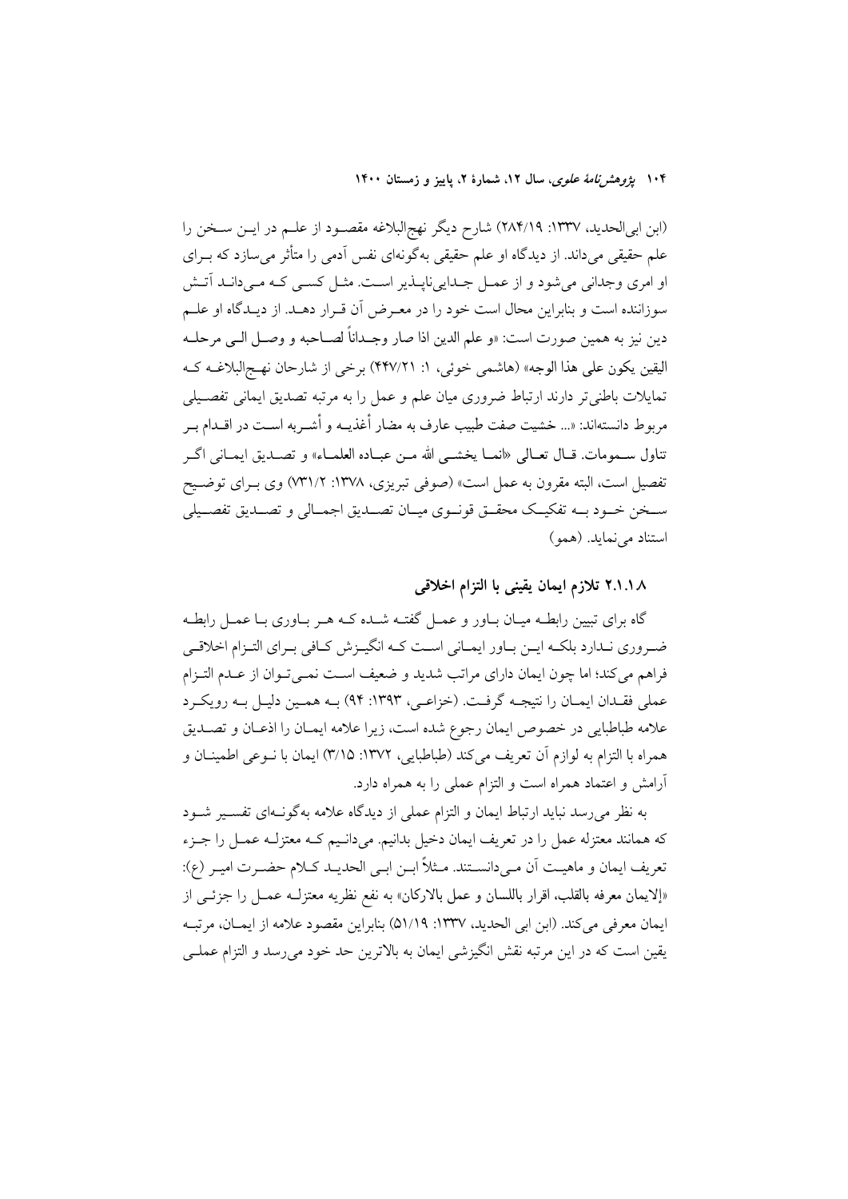(ابن ابی‌الحدید، ۱۳۳۷: ۲۸۴/۱۹) شارح دیگر نهج‌البلاغه مقصود از علم در این سخن را علم حقیقی می‌داند. از دیدگاه او علم حقیقی به‌گونه‌ای نفس آدمی را متأثر می‌سازد که برای او امری وجدانی می‌شود و از عمل جدایی‌ناپذیر است. مثل کسی که می‌داند آتش سوزاننده است و بنابراین محال است خود را در معرض آن قرار دهد. از دیدگاه او علم دین نیز به همین صورت است: «و علم الدین اذا صار وجداناً لصاحبه و وصل الی مرحله الیقین یکون علی هذا الوجه» (هاشمی خوئی، ۱: ۴۴۷/۲۱) برخی از شارحان نهج‌البلاغه که تمایلات باطنی‌تر دارند ارتباط ضروری میان علم و عمل را به مرتبه تصدیق ایمانی تفصیلی مربوط دانسته‌اند: «... خشیت صفت طبیب عارف به مضار أغذیه و أشربه است در اقدام بر تناول سمومات. قال تعالی «انما یخشی الله من عباده العلماء» و تصدیق ایمانی اگر تفصیل است، البته مقرون به عمل است» (صوفی تبریزی، ۱۳۷۸: ۷۳۱/۲) وی برای توضیح سخن خود به تفکیک محقق قونوی میان تصدیق اجمالی و تصدیق تفصیلی استناد می‌نماید. (همو)

### ۲.۱.۱.۸ تلازم ایمان یقینی با التزام اخلاقی

گاه برای تبیین رابطه میان باور و عمل گفته شده که هر باوری با عمل رابطه ضروری ندارد بلکه این باور ایمانی است که انگیزش کافی برای التزام اخلاقی فراهم می‌کند؛ اما چون ایمان دارای مراتب شدید و ضعیف است نمی‌توان از عدم التزام عملی فقدان ایمان را نتیجه گرفت. (خزاعی، ۱۳۹۳: ۹۴) به همین دلیل به رویکرد علامه طباطبایی در خصوص ایمان رجوع شده است، زیرا علامه ایمان را اذعان و تصدیق همراه با التزام به لوازم آن تعریف می‌کند (طباطبایی، ۱۳۷۲: ۳/۱۵) ایمان با نوعی اطمینان و آرامش و اعتماد همراه است و التزام عملی را به همراه دارد.

به نظر می‌رسد نباید ارتباط ایمان و التزام عملی از دیدگاه علامه به‌گونه‌ای تفسیر شود که همانند معتزله عمل را در تعریف ایمان دخیل بدانیم. می‌دانیم که معتزله عمل را جزء تعریف ایمان و ماهیت آن می‌دانستند. مثلاً ابن ابی الحدید کلام حضرت امیر (ع): «الإیمان معرفه بالقلب، اقرار باللسان و عمل بالارکان» به نفع نظریه معتزله عمل را جزئی از ایمان معرفی می‌کند. (ابن ابی الحدید، ۱۳۳۷: ۵۱/۱۹) بنابراین مقصود علامه از ایمان، مرتبه یقین است که در این مرتبه نقش انگیزشی ایمان به بالاترین حد خود می‌رسد و التزام عملی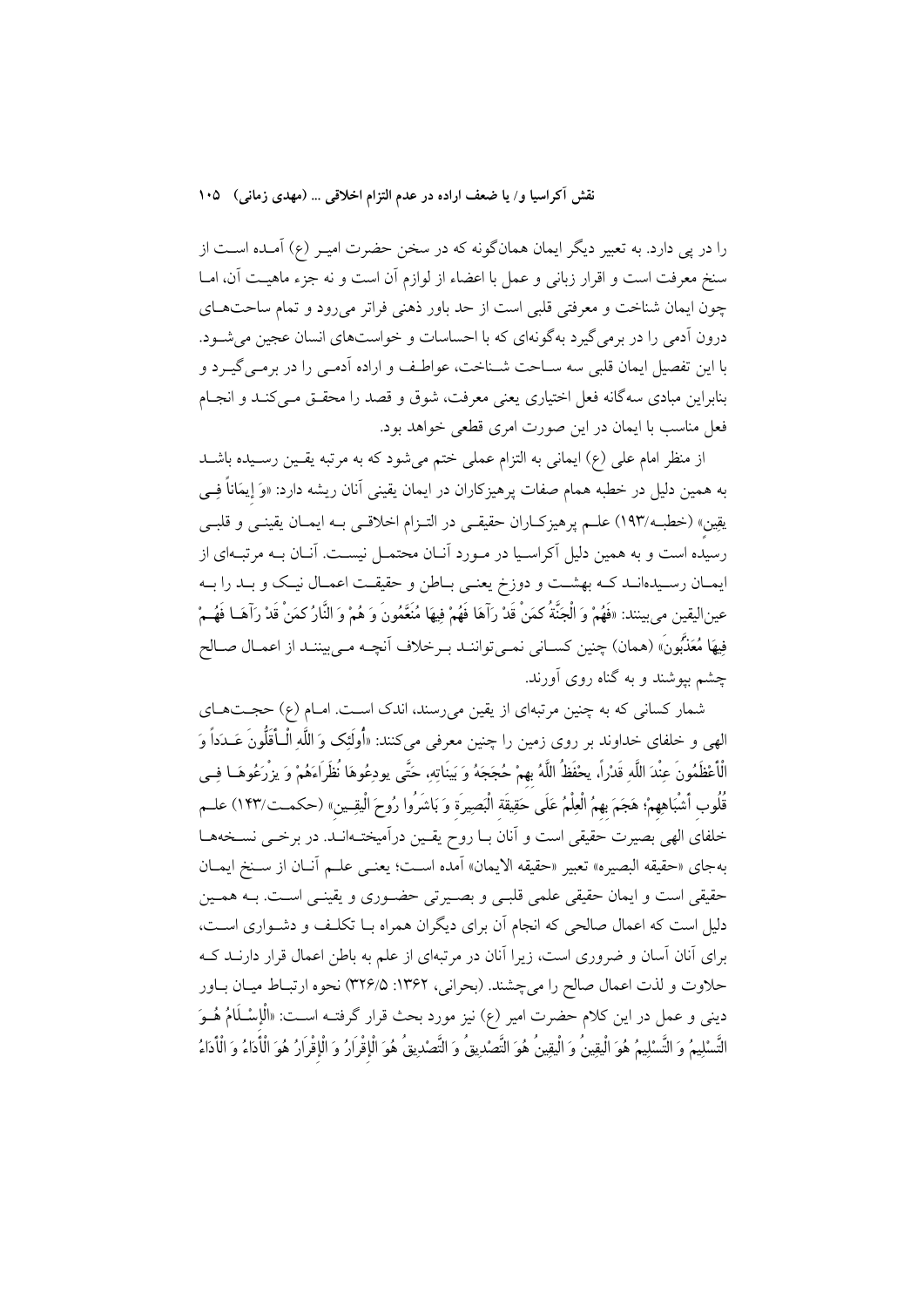را در پی دارد. به تعبیر دیگر ایمان همان‌گونه که در سخن حضرت امیر (ع) آمده است از سنخ معرفت است و اقرار زبانی و عمل با اعضاء از لوازم آن است و نه جزء ماهیت آن، اما چون ایمان شناخت و معرفتی قلبی است از حد باور ذهنی فراتر می‌رود و تمام ساحت‌های درون آدمی را در برمی‌گیرد به‌گونه‌ای که با احساسات و خواست‌های انسان عجین می‌شود. با این تفصیل ایمان قلبی سه ساحت شناخت، عواطف و اراده آدمی را در برمی‌گیرد و بنابراین مبادی سه‌گانه فعل اختیاری یعنی معرفت، شوق و قصد را محقق می‌کند و انجام فعل مناسب با ایمان در این صورت امری قطعی خواهد بود.

از منظر امام علی (ع) ایمانی به التزام عملی ختم می‌شود که به مرتبه یقین رسیده باشد به همین دلیل در خطبه همام صفات پرهیزکاران در ایمان یقینی آنان ریشه دارد: «وَ إِيمَاناً فِي يقين» (خطبه/۱۹۳) علم پرهیزکاران حقیقی در التزام اخلاقی به ایمان یقینی و قلبی رسیده است و به همین دلیل آکراسیا در مورد آنان محتمل نیست. آنان به مرتبه‌ای از ایمان رسیده‌اند که بهشت و دوزخ یعنی باطن و حقیقت اعمال نیک و بد را به عین‌الیقین می‌بینند: «فَهُمْ وَ الْجَنَّةُ كَمَنْ قَدْ رَآهَا فَهُمْ فِيهَا مُنَعَّمُونَ وَ هُمْ وَ النَّارُ كَمَنْ قَدْ رَآهَا فَهُمْ فِيهَا مُعَذَّبُونَ» (همان) چنین کسانی نمی‌توانند برخلاف آنچه می‌بینند از اعمال صالح چشم بپوشند و به گناه روی آورند.

شمار کسانی که به چنین مرتبه‌ای از یقین می‌رسند، اندک است. امام (ع) حجت‌های الهی و خلفای خداوند بر روی زمین را چنین معرفی می‌کنند: «أُولَئِكَ وَ اللَّهِ الْأَقَلُّونَ عَدَداً وَ الْأَعْظَمُونَ عِنْدَ اللَّهِ قَدْراً، يحْفَظُ اللَّهُ بِهِمْ حُجَجَهُ وَ بَيِنَاتِهِ، حَتَّى يودِعُوهَا نُظَرَاءَهُمْ وَ يزْرَعُوهَا فِي قُلُوبِ أَشْبَاهِهِمْ؛ هَجَمَ بِهِمُ الْعِلْمُ عَلَى حَقِيقَةِ الْبَصِيرَةِ وَ بَاشَرُوا رُوحَ الْيقِينِ» (حکمت/۱۴۳) علم خلفای الهی بصیرت حقیقی است و آنان با روح یقین درآمیخته‌اند. در برخی نسخه‌ها به‌جای «حقیقه البصیره» تعبیر «حقیقه الایمان» آمده است؛ یعنی علم آنان از سنخ ایمان حقیقی است و ایمان حقیقی علمی قلبی و بصیرتی حضوری و یقینی است. به همین دلیل است که اعمال صالحی که انجام آن برای دیگران همراه با تکلف و دشواری است، برای آنان آسان و ضروری است، زیرا آنان در مرتبه‌ای از علم به باطن اعمال قرار دارند که حلاوت و لذت اعمال صالح را می‌چشند. (بحرانی، ۱۳۶۲: ۳۲۶/۵) نحوه ارتباط میان باور دینی و عمل در این کلام حضرت امیر (ع) نیز مورد بحث قرار گرفته است: «الْإِسْلَامُ هُوَ التَّسْلِيمُ وَ التَّسْلِيمُ هُوَ الْيقِينُ وَ الْيقِينُ هُوَ التَّصْدِيقُ وَ التَّصْدِيقُ هُوَ الْإِقْرَارُ وَ الْإِقْرَارُ هُوَ الْأَدَاءُ وَ الْأَدَاءُ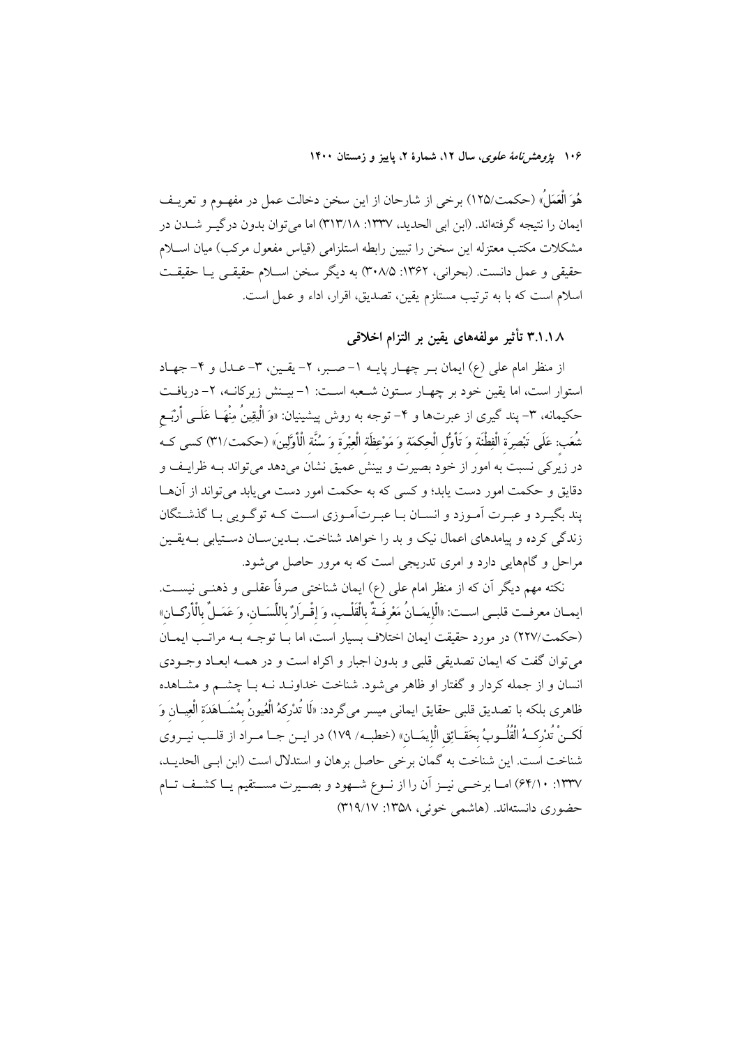هُوَ الْعَمَلُ» (حکمت/۱۲۵) برخی از شارحان از این سخن دخالت عمل در مفهـوم و تعریـف ایمان را نتیجه گرفته‌اند. (ابن ابی الحدید، ۱۳۳۷: ۳۱۳/۱۸) اما می‌توان بدون درگیـر شـدن در مشکلات مکتب معتزله این سخن را تبیین رابطه استلزامی (قیاس مفعول مرکب) میان اسـلام حقیقی و عمل دانست. (بحرانی، ۱۳۶۲: ۳۰۸/۵) به دیگر سخن اسـلام حقیقـی یـا حقیقـت اسلام است که با به ترتیب مستلزم یقین، تصدیق، اقرار، اداء و عمل است.

### ۳.۱.۱.۸ تأثیر مولفه‌های یقین بر التزام اخلاقی

از منظر امام علی (ع) ایمان بـر چهـار پایـه ۱- صـبر، ۲- یقـین، ۳- عـدل و ۴- جهـاد استوار است، اما یقین خود بر چهـار سـتون شـعبه اسـت: ۱- بیـنش زیرکانـه، ۲- دریافـت حکیمانه، ۳- پند گیری از عبرت‌ها و ۴- توجه به روش پیشینیان: «وَ الْيَقِينُ مِنْهَـا عَلَـى أَرْبَـعِ شُعَبٍ: عَلَى تَبْصِرَةِ الْفِطْنَةِ وَ تَأَوُّلِ الْحِكْمَةِ وَ مَوْعِظَةِ الْعِبْرَةِ وَ سُنَّةِ الْأَوَّلِينَ» (حکمت/۳۱) کسی کـه در زیرکی نسبت به امور از خود بصیرت و بینش عمیق نشان می‌دهد می‌تواند بـه ظرایـف و دقایق و حکمت امور دست یابد؛ و کسی که به حکمت امور دست می‌یابد می‌تواند از آن‌هـا پند بگیـرد و عبـرت آمـوزد و انسـان بـا عبـرت‌آمـوزی اسـت کـه توگـویی بـا گذشـتگان زندگی کرده و پیامدهای اعمال نیک و بد را خواهد شناخت. بـدین‌سـان دسـتیابی بـه‌یقـین مراحل و گام‌هایی دارد و امری تدریجی است که به مرور حاصل می‌شود.

نکته مهم دیگر آن که از منظر امام علی (ع) ایمان شناختی صرفاً عقلـی و ذهنـی نیسـت. ایمـان معرفـت قلبـی اسـت: «الْإِيمَـانُ مَعْرِفَـةٌ بِالْقَلْـبِ، وَ إِقْـرَارٌ بِاللِّسَـانِ، وَ عَمَـلٌ بِالْأَرْكَـانِ» (حکمت/۲۲۷) در مورد حقیقت ایمان اختلاف بسیار است، اما بـا توجـه بـه مراتـب ایمـان می‌توان گفت که ایمان تصدیقی قلبی و بدون اجبار و اکراه است و در همـه ابعـاد وجـودی انسان و از جمله کردار و گفتار او ظاهر می‌شود. شناخت خداونـد نـه بـا چشـم و مشـاهده ظاهری بلکه با تصدیق قلبی حقایق ایمانی میسر می‌گردد: «لَا تُدْرِكُهُ الْعُيُونُ بِمُشَـاهَدَةِ الْعِيَـانِ وَ لَكِـنْ تُدْرِكُـهُ الْقُلُـوبُ بِحَقَـائِقِ الْإِيمَـانِ» (خطبـه/ ۱۷۹) در ایـن جـا مـراد از قلـب نیـروی شناخت است. این شناخت به گمان برخی حاصل برهان و استدلال است (ابن ابـی الحدیـد، ۱۳۳۷: ۶۴/۱۰) امـا برخـی نیـز آن را از نـوع شـهود و بصـیرت مسـتقیم یـا کشـف تـام حضوری دانسته‌اند. (هاشمی خوئی، ۱۳۵۸: ۳۱۹/۱۷)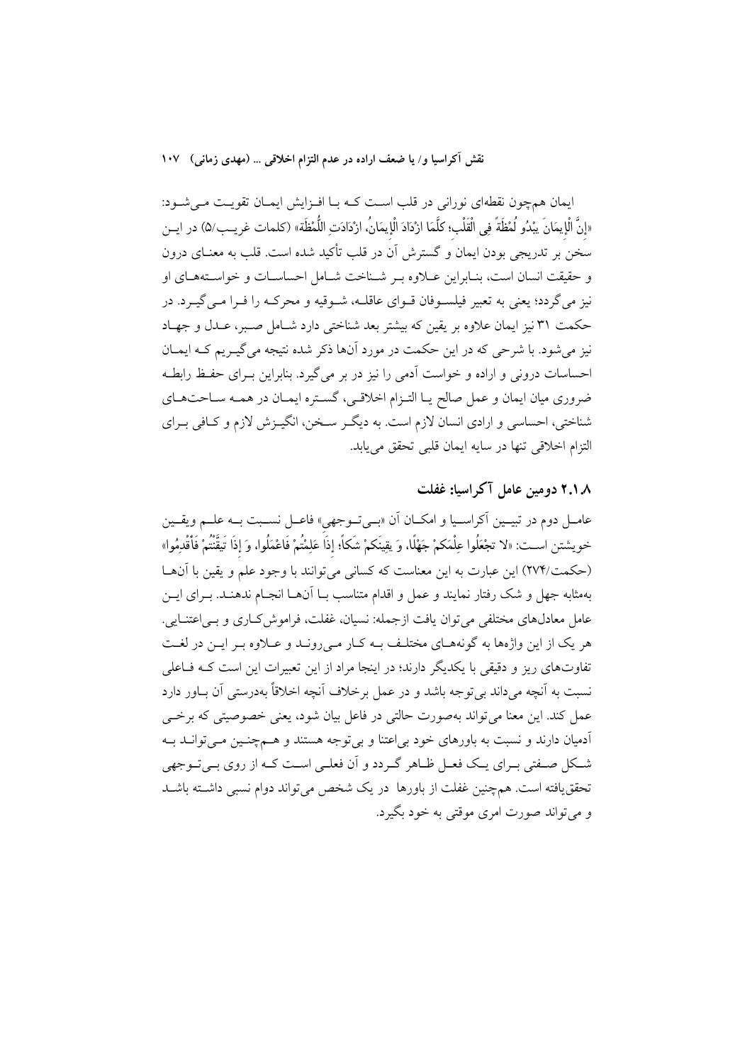ایمان همچون نقطه‌ای نورانی در قلب است کـه بـا افـزایش ایمـان تقویـت مـی‌شـود: «إِنَّ الْإِیمَانَ یَبْدُو لُمْظَةً فِی الْقَلْبِ؛ کلَّمَا ازْدَادَ الْإِیمَانُ، ازْدَادَتِ اللُّمْظَة» (کلمات غریـب/۵) در ایـن سخن بر تدریجی بودن ایمان و گسترش آن در قلب تأکید شده است. قلب به معنـای درون و حقیقت انسان است، بنـابراین عـلاوه بـر شـناخت شـامل احساسـات و خواسـته‌هـای او نیز می‌گردد؛ یعنی به تعبیر فیلسـوفان قـوای عاقلـه، شـوقیه و محرکـه را فـرا مـی‌گیـرد. در حکمت ۳۱ نیز ایمان علاوه بر یقین که بیشتر بعد شناختی دارد شـامل صـبر، عـدل و جهـاد نیز می‌شود. با شرحی که در این حکمت در مورد آنها ذکر شده نتیجه می‌گیـریم کـه ایمـان احساسات درونی و اراده و خواست آدمی را نیز در بر می‌گیرد. بنابراین بـرای حفـظ رابطـه ضروری میان ایمان و عمل صالح یـا التـزام اخلاقـی، گسـتره ایمـان در همـه سـاحت‌هـای شناختی، احساسی و ارادی انسان لازم است. به دیگـر سـخن، انگیـزش لازم و کـافی بـرای التزام اخلاقی تنها در سایه ایمان قلبی تحقق می‌یابد.

### ۲.۱.۸ دومین عامل آکراسیا: غفلت

عامـل دوم در تبیـین آکراسـیا و امکـان آن «بـی‌تـوجهی» فاعـل نسـبت بـه علـم ویقـین خویشتن اسـت: «لا تجْعَلُوا عِلْمَکمْ جَهْلًا، وَ یقِینَکمْ شَکاً؛ إِذَا عَلِمْتُمْ فَاعْمَلُوا، وَ إِذَا تَیقَّنْتُمْ فَأَقْدِمُوا» (حکمت/۲۷۴) این عبارت به این معناست که کسانی می‌توانند با وجود علم و یقین با آنهـا به‌مثابه جهل و شک رفتار نمایند و عمل و اقدام متناسب بـا آنهـا انجـام ندهنـد. بـرای ایـن عامل معادل‌های مختلفی می‌توان یافت ازجمله: نسیان، غفلت، فراموش‌کـاری و بـی‌اعتنـایی. هر یک از این واژه‌ها به گونه‌هـای مختلـف بـه کـار مـی‌رونـد و عـلاوه بـر ایـن در لغـت تفاوت‌های ریز و دقیقی با یکدیگر دارند؛ در اینجا مراد از این تعبیرات این است کـه فـاعلی نسبت به آنچه می‌داند بی‌توجه باشد و در عمل برخلاف آنچه اخلاقاً به‌درستی آن بـاور دارد عمل کند. این معنا می‌تواند به‌صورت حالتی در فاعل بیان شود، یعنی خصوصیتی که برخـی آدمیان دارند و نسبت به باورهای خود بی‌اعتنا و بی‌توجه هستند و هـم‌چنـین مـی‌توانـد بـه شـکل صـفتی بـرای یـک فعـل ظـاهر گـردد و آن فعلـی اسـت کـه از روی بـی‌تـوجهی تحقق‌یافته است. هم‌چنین غفلت از باورها در یک شخص می‌تواند دوام نسبی داشـته باشـد و می‌تواند صورت امری موقتی به خود بگیرد.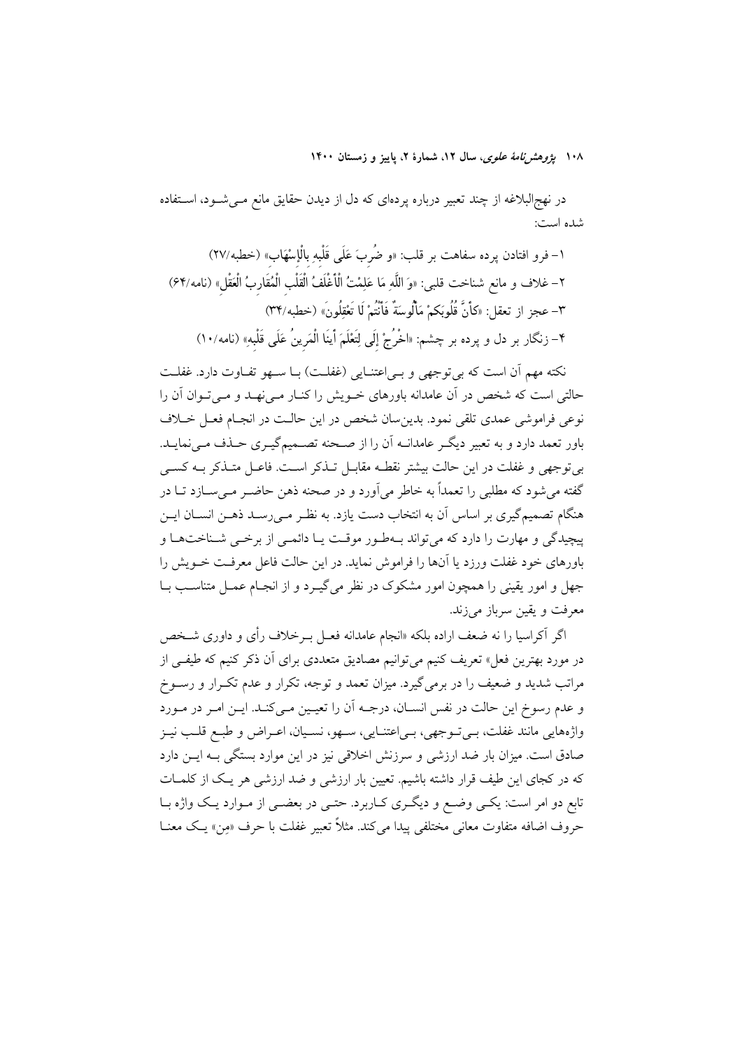در نهج‌البلاغه از چند تعبیر درباره پرده‌ای که دل از دیدن حقایق مانع می‌شود، استفاده شده است:

۱- فرو افتادن پرده سفاهت بر قلب: «و ضُرِبَ عَلَى قَلْبِهِ بِالْإِسْهَابِ» (خطبه/۲۷)

۲- غلاف و مانع شناخت قلبی: «وَ اللَّهِ مَا عَلِمْتُ الْأَغْلَفُ الْقَلْبِ الْمُقَارِبُ الْعَقْلِ» (نامه/۶۴)

۳- عجز از تعقل: «كَأَنَّ قُلُوبَكُمْ مَأْلُوسَةٌ فَأَنْتُمْ لَا تَعْقِلُونَ» (خطبه/۳۴)

۴- زنگار بر دل و پرده بر چشم: «اخْرُجْ إِلَى لِتَعْلَمَ أَيْنَا الْمَرِينُ عَلَى قَلْبِهِ» (نامه/۱۰)

نکته مهم آن است که بی‌توجهی و بی‌اعتنایی (غفلت) با سهو تفاوت دارد. غفلت حالتی است که شخص در آن عامدانه باورهای خویش را کنار می‌نهد و می‌توان آن را نوعی فراموشی عمدی تلقی نمود. بدین‌سان شخص در این حالت در انجام فعل خلاف باور تعمد دارد و به تعبیر دیگر عامدانه آن را از صحنه تصمیم‌گیری حذف می‌نماید. بی‌توجهی و غفلت در این حالت بیشتر نقطه مقابل تذکر است. فاعل متذکر به کسی گفته می‌شود که مطلبی را تعمداً به خاطر می‌آورد و در صحنه ذهن حاضر می‌سازد تا در هنگام تصمیم‌گیری بر اساس آن به انتخاب دست یازد. به نظر می‌رسد ذهن انسان این پیچیدگی و مهارت را دارد که می‌تواند به‌طور موقت یا دائمی از برخی شناخت‌ها و باورهای خود غفلت ورزد یا آن‌ها را فراموش نماید. در این حالت فاعل معرفت خویش را جهل و امور یقینی را همچون امور مشکوک در نظر می‌گیرد و از انجام عمل متناسب با معرفت و یقین سرباز می‌زند.

اگر آکراسیا را نه ضعف اراده بلکه «انجام عامدانه فعل برخلاف رأی و داوری شخص در مورد بهترین فعل» تعریف کنیم می‌توانیم مصادیق متعددی برای آن ذکر کنیم که طیفی از مراتب شدید و ضعیف را در برمی‌گیرد. میزان تعمد و توجه، تکرار و عدم تکرار و رسوخ و عدم رسوخ این حالت در نفس انسان، درجه آن را تعیین می‌کند. این امر در مورد واژه‌هایی مانند غفلت، بی‌توجهی، بی‌اعتنایی، سهو، نسیان، اعراض و طبع قلب نیز صادق است. میزان بار ضد ارزشی و سرزنش اخلاقی نیز در این موارد بستگی به این دارد که در کجای این طیف قرار داشته باشیم. تعیین بار ارزشی و ضد ارزشی هر یک از کلمات تابع دو امر است: یکی وضع و دیگری کاربرد. حتی در بعضی از موارد یک واژه با حروف اضافه متفاوت معانی مختلفی پیدا می‌کند. مثلاً تعبیر غفلت با حرف «مِن» یک معنا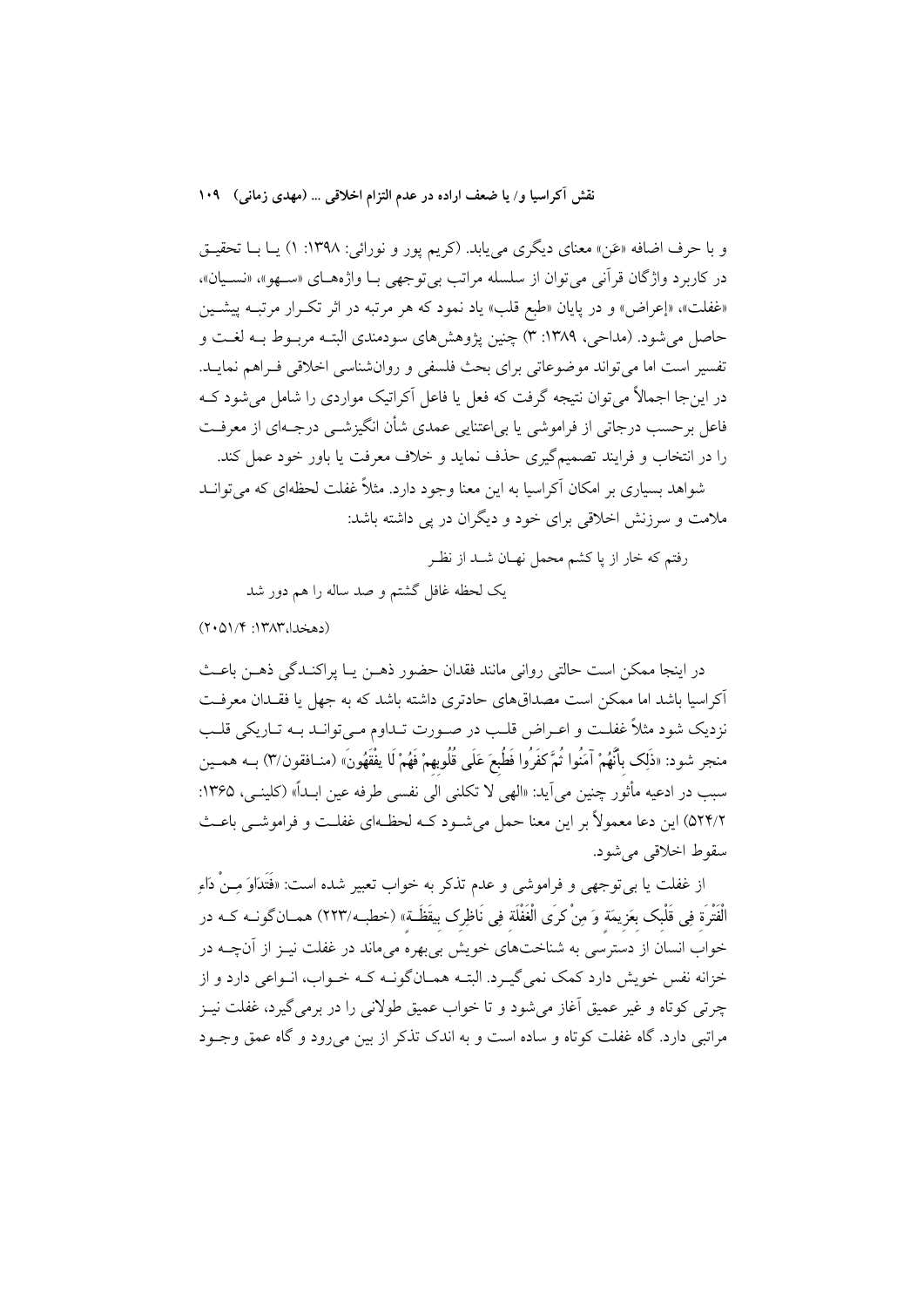و با حرف اضافه «عَن» معنای دیگری می‌یابد. (کریم پور و نورائی: ۱۳۹۸: ۱) یـا بـا تحقیـق در کاربرد واژگان قرآنی می‌توان از سلسله مراتب بی‌توجهی بـا واژه‌هـای «سـهو»، «نسـیان»، «غفلت»، «إعراض» و در پایان «طبع قلب» یاد نمود که هر مرتبه در اثر تکـرار مرتبـه پیشـین حاصل می‌شود. (مداحی، ۱۳۸۹: ۳) چنین پژوهش‌های سودمندی البتـه مربـوط بـه لغـت و تفسیر است اما می‌تواند موضوعاتی برای بحث فلسفی و روان‌شناسی اخلاقی فـراهم نمایـد. در این‌جا اجمالاً می‌توان نتیجه گرفت که فعل یا فاعل آکراتیک مواردی را شامل می‌شود کـه فاعل برحسب درجاتی از فراموشی یا بی‌اعتنایی عمدی شأن انگیزشـی درجـه‌ای از معرفـت را در انتخاب و فرایند تصمیم‌گیری حذف نماید و خلاف معرفت یا باور خود عمل کند.

شواهد بسیاری بر امکان آکراسیا به این معنا وجود دارد. مثلاً غفلت لحظه‌ای که می‌توانـد ملامت و سرزنش اخلاقی برای خود و دیگران در پی داشته باشد:

رفتم که خار از پا کشم محمل نهـان شـد از نظـر

یک لحظه غافل گشتم و صد ساله را هم دور شد

(دهخدا،۱۳۸۳: ۲۰۵۱/۴)

در اینجا ممکن است حالتی روانی مانند فقدان حضور ذهـن یـا پراکنـدگی ذهـن باعـث آکراسیا باشد اما ممکن است مصداق‌های حادتری داشته باشد که به جهل یا فقـدان معرفـت نزدیک شود مثلاً غفلـت و اعـراض قلـب در صـورت تـداوم مـی‌توانـد بـه تـاریکی قلـب منجر شود: «ذَلِک بِأَنَّهُمْ آمَنُوا ثُمَّ کفَرُوا فَطُبِعَ عَلَی قُلُوبِهِمْ فَهُمْ لَا یفْقَهُونَ» (منـافقون/۳) بـه همـین سبب در ادعیه مأثور چنین می‌آید: «الهی لا تکلنی الی نفسی طرفه عین ابـداً» (کلینـی، ۱۳۶۵: ۵۲۴/۲) این دعا معمولاً بر این معنا حمل می‌شـود کـه لحظـه‌ای غفلـت و فراموشـی باعـث سقوط اخلاقی می‌شود.

از غفلت یا بی‌توجهی و فراموشی و عدم تذکر به خواب تعبیر شده است: «فَتَدَاوَ مِـنْ دَاءِ الْفَتْرَةِ فِی قَلْبِک بِعَزِیمَةٍ وَ مِنْ کرَی الْغَفْلَةِ فِی نَاظِرِک بِیقَظَـةٍ» (خطبـه/۲۲۳) همـان‌گونـه کـه در خواب انسان از دسترسی به شناخت‌های خویش بی‌بهره می‌ماند در غفلت نیـز از آن‌چـه در خزانه نفس خویش دارد کمک نمی‌گیـرد. البتـه همـان‌گونـه کـه خـواب، انـواعی دارد و از چرتی کوتاه و غیر عمیق آغاز می‌شود و تا خواب عمیق طولانی را در برمی‌گیرد، غفلت نیـز مراتبی دارد. گاه غفلت کوتاه و ساده است و به اندک تذکر از بین می‌رود و گاه عمق وجـود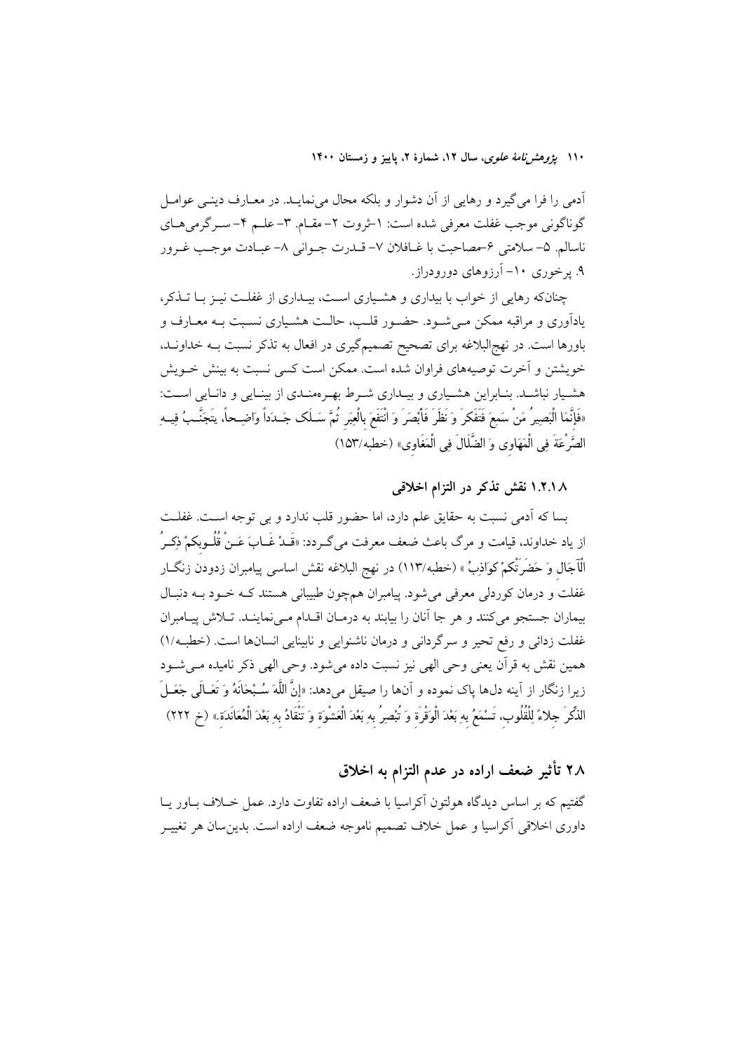آدمی را فرا می‌گیرد و رهایی از آن دشوار و بلکه محال می‌نمایـد. در معـارف دینـی عوامـل گوناگونی موجب غفلت معرفی شده است: ۱-ثروت ۲- مقـام. ۳- علـم ۴- سـرگرمی‌هـای ناسالم. ۵- سلامتی ۶-مصاحبت با غـافلان ۷- قـدرت جـوانی ۸- عبـادت موجـب غـرور ۹. پرخوری ۱۰- آرزوهای دوروددراز.

چنان‌که رهایی از خواب با بیداری و هشـیاری اسـت، بیـداری از غفلـت نیـز بـا تـذکر، یادآوری و مراقبه ممکن مـی‌شـود. حضـور قلـب، حالـت هشـیاری نسـبت بـه معـارف و باورها است. در نهج‌البلاغه برای تصحیح تصمیم‌گیری در افعال به تذکر نسبت بـه خداونـد، خویشتن و آخرت توصیه‌های فراوان شده است. ممکن است کسی نسبت به بینش خـویش هشـیار نباشـد. بنـابراین هشـیاری و بیـداری شـرط بهـره‌منـدی از بینـایی و دانـایی اسـت: «فَإِنَّمَا الْبَصِيرُ مَنْ سَمِعَ فَتَفَكَّرَ وَ نَظَرَ فَأَبْصَرَ وَ انْتَفَعَ بِالْعِبَرِ ثُمَّ سَلَكَ جَدَداً وَاضِحاً، يَتَجَنَّبُ فِيهِ الصَّرْعَةَ فِي الْمَهَاوِي وَ الضَّلَالَ فِي الْمَغَاوِي» (خطبه/۱۵۳)

### ۱.۲.۱.۸ نقش تذکر در التزام اخلاقی

بسا که آدمی نسبت به حقایق علم دارد، اما حضور قلب ندارد و بی توجه اسـت. غفلـت از یاد خداوند، قیامت و مرگ باعث ضعف معرفت می‌گـردد: «قَدْ غَابَ عَنْ قُلُوبِكُمْ ذِكْرُ الْآجَالِ وَ حَضَرَتْكُمْ كَوَاذِبُ» (خطبه/۱۱۳) در نهج البلاغه نقش اساسی پیامبران زدودن زنگـار غفلت و درمان کوردلی معرفی می‌شود. پیامبران هم‌چون طبیبانی هستند کـه خـود بـه دنبـال بیماران جستجو می‌کنند و هر جا آنان را بیابند به درمـان اقـدام مـی‌نماینـد. تـلاش پیـامبران غفلت زدائی و رفع تحیر و سرگردانی و درمان ناشنوایی و نابینایی انسان‌ها است. (خطبـه/۱) همین نقش به قرآن یعنی وحی الهی نیز نسبت داده می‌شود. وحی الهی ذکر نامیده مـی‌شـود زیرا زنگار از آینه دل‌ها پاک نموده و آن‌ها را صیقل می‌دهد: «إِنَّ اللَّهَ سُبْحَانَهُ وَ تَعَالَى جَعَلَ الذِّكْرَ جِلَاءً لِلْقُلُوبِ، تَسْمَعُ بِهِ بَعْدَ الْوَقْرَةِ وَ تُبْصِرُ بِهِ بَعْدَ الْعَشْوَةِ وَ تَنْقَادُ بِهِ بَعْدَ الْمُعَانَدَةِ.» (خ ۲۲۲)

## ۲.۸ تأثیر ضعف اراده در عدم التزام به اخلاق

گفتیم که بر اساس دیدگاه هولتون آکراسیا با ضعف اراده تفاوت دارد. عمل خـلاف بـاور یـا داوری اخلاقی آکراسیا و عمل خلاف تصمیم ناموجه ضعف اراده است. بدین‌سان هر تغییـر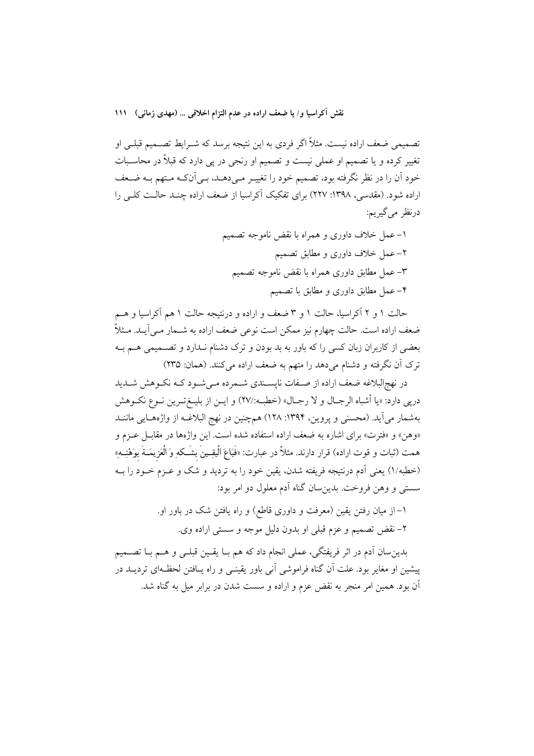تصمیمی ضعف اراده نیست. مثلاً اگر فردی به این نتیجه برسد که شـرایط تصـمیم قبلـی او تغییر کرده و یا تصمیم او عملی نیست و تصمیم او رنجی در پی دارد که قبلاً در محاسـبات خود آن را در نظر نگرفته بود، تصمیم خود را تغییـر مـی‌دهـد، بـی‌آن‌کـه مـتهم بـه ضـعف اراده شود. (مقدسی، ۱۳۹۸: ۲۲۷) برای تفکیک آکراسیا از ضعف اراده چنـد حالـت کلـی را درنظر می‌گیریم:

۱- عمل خلاف داوری و همراه با نقض ناموجه تصمیم

۲- عمل خلاف داوری و مطابق تصمیم

۳- عمل مطابق داوری همراه با نقض ناموجه تصمیم

۴- عمل مطابق داوری و مطابق با تصمیم

حالت ۱ و ۲ آکراسیا، حالت ۱ و ۳ ضعف و اراده و درنتیجه حالت ۱ هم آکراسیا و هـم ضعف اراده است. حالت چهارم نیز ممکن است نوعی ضعف اراده به شـمار مـی‌آیـد. مـثلاً بعضی از کاربران زبان کسی را که باور به بد بودن و ترک دشنام نـدارد و تصـمیمی هـم بـه ترک آن نگرفته و دشنام می‌دهد را متهم به ضعف اراده می‌کنند. (همان: ۲۳۵)

در نهج‌البلاغه ضعف اراده از صـفات ناپسـندی شـمرده مـی‌شـود کـه نکـوهش شـدید درپی دارد: «یا أشباه الرجـال و لا رجـال» (خطبـه:۲۷/) و ایـن از بلیـغ‌تـرین نـوع نکـوهش به‌شمار می‌آید. (محسنی و پروین، ۱۳۹۴: ۱۲۸) هم‌چنین در نهج البلاغـه از واژه‌هـایی ماننـد «وهن» و «فترت» برای اشاره به ضعف اراده استفاده شده است. این واژه‌ها در مقابـل عـزم و همت (ثبات و قوت اراده) قرار دارند. مثلاً در عبارت: «فَبَاعَ الْيَقِـينَ بِشَـكِّهِ وَ الْعَزِيمَـةَ بِوَهْنِـهِ» (خطبه/۱) یعنی آدم درنتیجه فریفته شدن، یقین خود را به تردید و شک و عـزم خـود را بـه سستی و وهن فروخت. بدین‌سان گناه آدم معلول دو امر بود:

۱- از میان رفتن یقین (معرفت و داوری قاطع) و راه یافتن شک در باور او.

۲- نقض تصمیم و عزم قبلی او بدون دلیل موجه و سستی اراده وی.

بدین‌سان آدم در اثر فریفتگی، عملی انجام داد که هم بـا یقـین قبلـی و هـم بـا تصـمیم پیشین او مغایر بود. علت آن گناه فراموشی آنی باور یقینـی و راه یـافتن لحظـه‌ای تردیـد در آن بود. همین امر منجر به نقض عزم و اراده و سست شدن در برابر میل به گناه شد.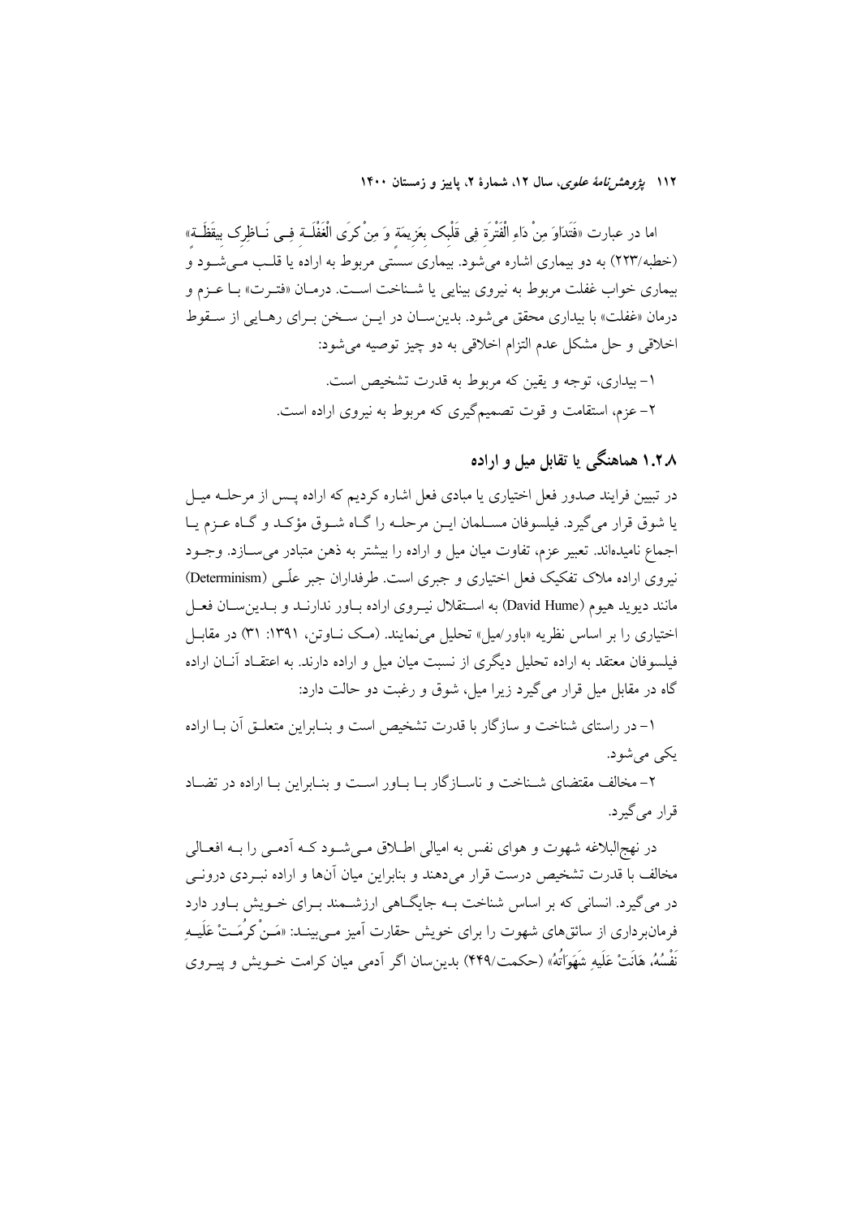اما در عبارت «فَتَدَاوَ مِنْ دَاءِ الْفَتْرَةِ فِي قَلْبِك بِعَزِيمَة وَ مِنْ كَرَى الْغَفْلَـةِ فِـي نَـاظِرِك بِيَقَظَـة» (خطبه/۲۲۳) به دو بیماری اشاره می‌شود. بیماری سستی مربوط به اراده یا قلـب مـی‌شـود و بیماری خواب غفلت مربوط به نیروی بینایی یا شـناخت اسـت. درمـان «فتـرت» بـا عـزم و درمان «غفلت» با بیداری محقق می‌شود. بدین‌سـان در ایـن سـخن بـرای رهـایی از سـقوط اخلاقی و حل مشکل عدم التزام اخلاقی به دو چیز توصیه می‌شود:

۱- بیداری، توجه و یقین که مربوط به قدرت تشخیص است.

۲- عزم، استقامت و قوت تصمیم‌گیری که مربوط به نیروی اراده است.

### ۱.۲.۸ هماهنگی یا تقابل میل و اراده

در تبیین فرایند صدور فعل اختیاری یا مبادی فعل اشاره کردیم که اراده پـس از مرحلـه میـل یا شوق قرار می‌گیرد. فیلسوفان مسـلمان ایـن مرحلـه را گـاه شـوق مؤکـد و گـاه عـزم یـا اجماع نامیده‌اند. تعبیر عزم، تفاوت میان میل و اراده را بیشتر به ذهن متبادر می‌سـازد. وجـود نیروی اراده ملاک تفکیک فعل اختیاری و جبری است. طرفداران جبر علّـی (Determinism) مانند دیوید هیوم (David Hume) به اسـتقلال نیـروی اراده بـاور ندارنـد و بـدین‌سـان فعـل اختیاری را بر اساس نظریه «باور/میل» تحلیل می‌نمایند. (مک نـاوتن، ۱۳۹۱: ۳۱) در مقابـل فیلسوفان معتقد به اراده تحلیل دیگری از نسبت میان میل و اراده دارند. به اعتقـاد آنـان اراده گاه در مقابل میل قرار می‌گیرد زیرا میل، شوق و رغبت دو حالت دارد:

۱- در راستای شناخت و سازگار با قدرت تشخیص است و بنـابراین متعلـق آن بـا اراده یکی می‌شود.

۲- مخالف مقتضای شـناخت و ناسـازگار بـا بـاور اسـت و بنـابراین بـا اراده در تضـاد قرار می‌گیرد.

در نهج‌البلاغه شهوت و هوای نفس به امیالی اطـلاق مـی‌شـود کـه آدمـی را بـه افعـالی مخالف با قدرت تشخیص درست قرار می‌دهند و بنابراین میان آن‌ها و اراده نبـردی درونـی در می‌گیرد. انسانی که بر اساس شناخت بـه جایگـاهی ارزشـمند بـرای خـویش بـاور دارد فرمانبرداری از سائق‌های شهوت را برای خویش حقارت آمیز مـی‌بینـد: «مَـنْ كَرُمَـتْ عَلَيـهِ نَفْسُهُ، هَانَتْ عَلَيهِ شَهَوَاتُهُ» (حکمت/۴۴۹) بدین‌سان اگر آدمی میان کرامت خـویش و پیـروی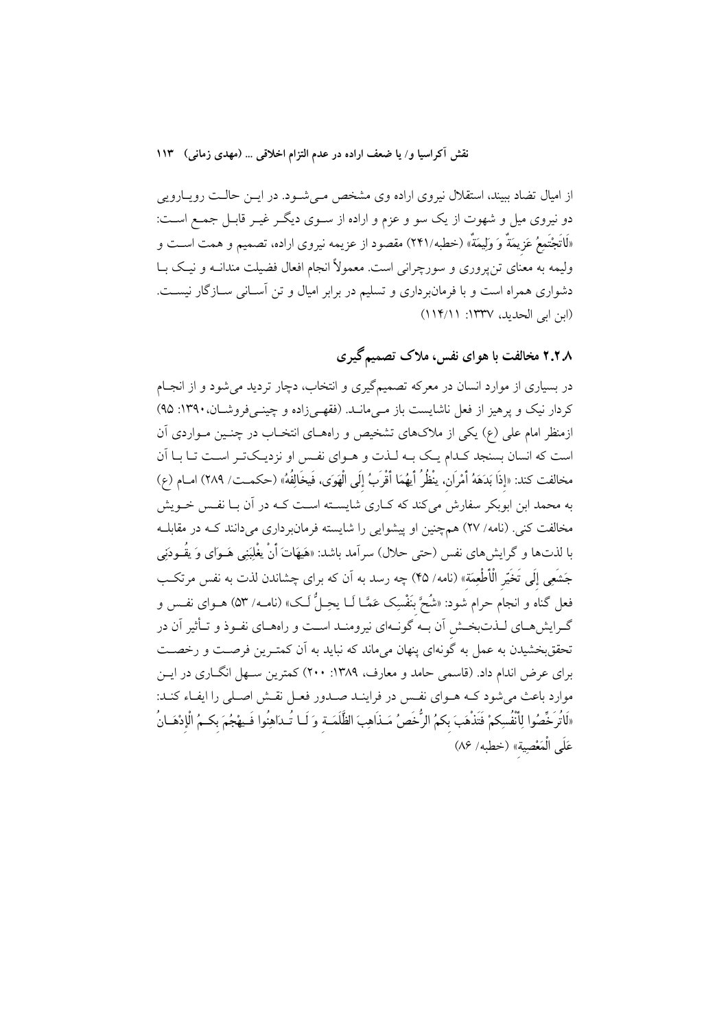از امیال تضاد ببیند، استقلال نیروی اراده وی مشخص می‌شود. در این حالت رویارویی دو نیروی میل و شهوت از یک سو و عزم و اراده از سوی دیگر غیر قابل جمع است: «لَاتَجْتَمِعُ عَزِیمَةٌ وَ وَلِیمَةٌ» (خطبه/۲۴۱) مقصود از عزیمه نیروی اراده، تصمیم و همت است و ولیمه به معنای تن‌پروری و سورچرانی است. معمولاً انجام افعال فضیلت مندانه و نیک با دشواری همراه است و با فرمانبرداری و تسلیم در برابر امیال و تن آسانی سازگار نیست. (ابن ابی الحدید، ۱۳۳۷: ۱۱۴/۱۱)

### ۲.۲.۸ مخالفت با هوای نفس، ملاک تصمیم‌گیری

در بسیاری از موارد انسان در معرکه تصمیم‌گیری و انتخاب، دچار تردید می‌شود و از انجام کردار نیک و پرهیز از فعل ناشایست باز می‌ماند. (فقهی‌زاده و چینی‌فروشان،۱۳۹۰: ۹۵) ازمنظر امام علی (ع) یکی از ملاک‌های تشخیص و راه‌های انتخاب در چنین مواردی آن است که انسان بسنجد کدام یک به لذت و هوای نفس او نزدیک‌تر است تا با آن مخالفت کند: «إِذَا بَدَهَهُ أَمْرَانِ، یَنْظُرُ أَیُّهُمَا أَقْرَبُ إِلَی الْهَوَی، فَیُخَالِفُهُ» (حکمت/ ۲۸۹) امام (ع) به محمد ابن ابوبکر سفارش می‌کند که کاری شایسته است که در آن با نفس خویش مخالفت کنی. (نامه/ ۲۷) همچنین او پیشوایی را شایسته فرمانبرداری می‌دانند که در مقابله با لذت‌ها و گرایش‌های نفس (حتی حلال) سرآمد باشد: «هَیْهَاتَ أَنْ یَغْلِبَنِی هَوَایَ وَ یَقُودَنِی جَشَعِی إِلَی تَخَیُّرِ الْأَطْعِمَةِ» (نامه/ ۴۵) چه رسد به آن که برای چشاندن لذت به نفس مرتکب فعل گناه و انجام حرام شود: «شُحَّ بِنَفْسِکَ عَمَّا لَا یَحِلُّ لَکَ» (نامه/ ۵۳) هوای نفس و گرایش‌های لذت‌بخش آن به گونه‌ای نیرومند است و راه‌های نفوذ و تأثیر آن در تحقق‌بخشیدن به عمل به گونه‌ای پنهان می‌ماند که نباید به آن کمترین فرصت و رخصت برای عرض اندام داد. (قاسمی حامد و معارف، ۱۳۸۹: ۲۰۰) کمترین سهل انگاری در این موارد باعث می‌شود که هوای نفس در فرایند صدور فعل نقش اصلی را ایفاء کند: «لَاتُرَخِّصُوا لِأَنْفُسِکُمْ فَتَذْهَبَ بِکُمُ الرُّخَصُ مَذَاهِبَ الظَّلَمَةِ وَ لَا تُدَاهِنُوا فَیَهْجُمَ بِکُمُ الْإِدْهَانُ عَلَی الْمَعْصِیَةِ» (خطبه/ ۸۶)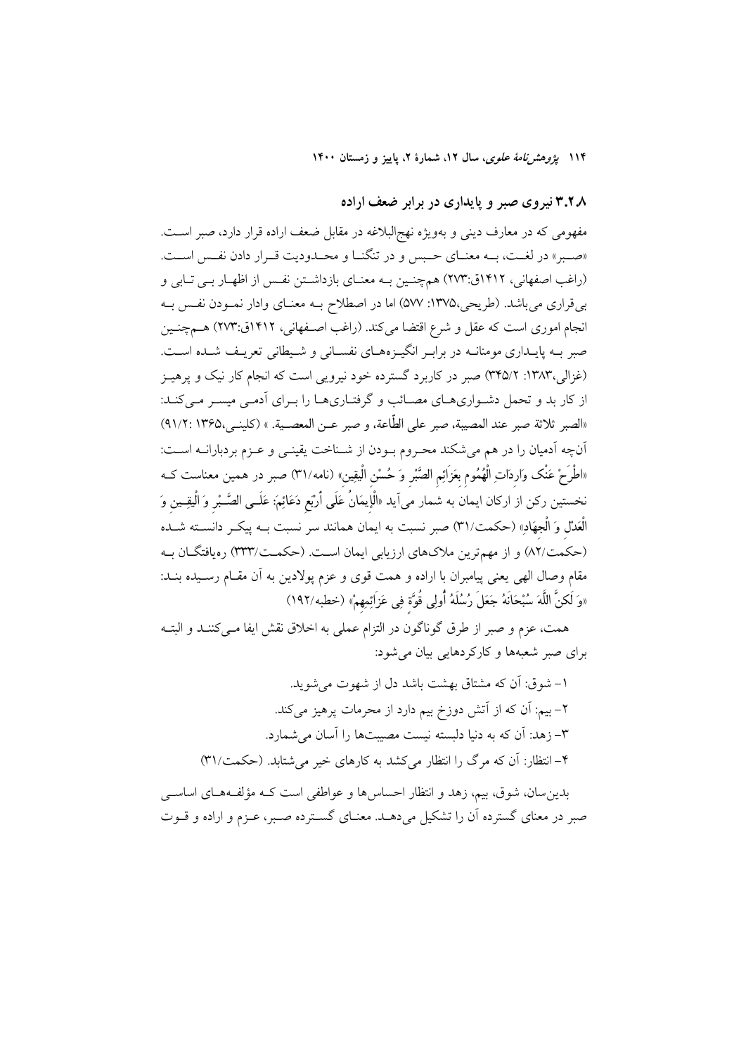### ۳.۲.۸ نیروی صبر و پایداری در برابر ضعف اراده

مفهومی که در معارف دینی و به‌ویژه نهج‌البلاغه در مقابل ضعف اراده قرار دارد، صبر است. «صبر» در لغت، به معنای حبس و در تنگنا و محدودیت قرار دادن نفس است. (راغب اصفهانی، ۱۴۱۲ق:۲۷۳) هم‌چنین به معنای بازداشتن نفس از اظهار بی تابی و بی‌قراری می‌باشد. (طریحی،۱۳۷۵: ۵۷۷) اما در اصطلاح به معنای وادار نمودن نفس به انجام اموری است که عقل و شرع اقتضا می‌کند. (راغب اصفهانی، ۱۴۱۲ق:۲۷۳) هم‌چنین صبر به پایداری مومنانه در برابر انگیزه‌های نفسانی و شیطانی تعریف شده است. (غزالی،۱۳۸۳: ۳۴۵/۲) صبر در کاربرد گسترده خود نیرویی است که انجام کار نیک و پرهیز از کار بد و تحمل دشواری‌های مصائب و گرفتاری‌ها را برای آدمی میسر می‌کند: «الصبر ثلاثة صبر عند المصيبة، صبر على الطّاعة، و صبر عن المعصية. » (کلینی،۱۳۶۵ :۹۱/۲) آن‌چه آدمیان را در هم می‌شکند محروم بودن از شناخت یقینی و عزم بردبارانه است: «اطْرَحْ عَنْكَ وَارِدَاتِ الْهُمُومِ بِعَزَائِمِ الصَّبْرِ وَ حُسْنِ الْيَقِينِ» (نامه/۳۱) صبر در همین معناست که نخستین رکن از ارکان ایمان به شمار می‌آید «الْإِيمَانُ عَلَى أَرْبَعِ دَعَائِمَ: عَلَى الصَّبْرِ وَ الْيَقِينِ وَ الْعَدْلِ وَ الْجِهَادِ» (حکمت/۳۱) صبر نسبت به ایمان همانند سر نسبت به پیکر دانسته شده (حکمت/۸۲) و از مهم‌ترین ملاک‌های ارزیابی ایمان است. (حکمت/۳۳۳) ره‌یافتگان به مقام وصال الهی یعنی پیامبران با اراده و همت قوی و عزم پولادین به آن مقام رسیده بند: «وَ لَكِنَّ اللَّهَ سُبْحَانَهُ جَعَلَ رُسُلَهُ أُولِي قُوَّةٍ فِي عَزَائِمِهِمْ» (خطبه/۱۹۲)

همت، عزم و صبر از طرق گوناگون در التزام عملی به اخلاق نقش ایفا می‌کنند و البته برای صبر شعبه‌ها و کارکردهایی بیان می‌شود:

۱- شوق: آن که مشتاق بهشت باشد دل از شهوت می‌شوید.
۲- بیم: آن که از آتش دوزخ بیم دارد از محرمات پرهیز می‌کند.
۳- زهد: آن که به دنیا دلبسته نیست مصیبت‌ها را آسان می‌شمارد.
۴- انتظار: آن که مرگ را انتظار می‌کشد به کارهای خیر می‌شتابد. (حکمت/۳۱)

بدین‌سان، شوق، بیم، زهد و انتظار احساس‌ها و عواطفی است که مؤلفه‌های اساسی صبر در معنای گسترده آن را تشکیل می‌دهد. معنای گسترده صبر، عزم و اراده و قوت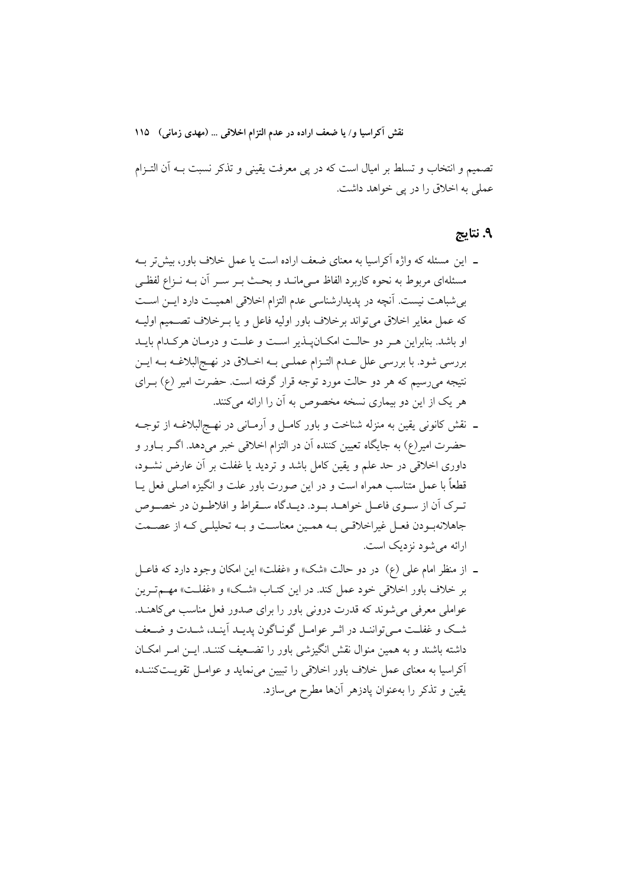تصمیم و انتخاب و تسلط بر امیال است که در پی معرفت یقینی و تذکر نسبت بـه آن التـزام عملی به اخلاق را در پی خواهد داشت.

## ۹. نتایج

- این مسئله که واژه آکراسیا به معنای ضعف اراده است یا عمل خلاف باور، بیش‌تر بـه مسئله‌ای مربوط به نحوه کاربرد الفاظ مـی‌مانـد و بحـث بـر سـر آن بـه نـزاع لفظـی بی‌شباهت نیست. آنچه در پدیدارشناسی عدم التزام اخلاقی اهمیـت دارد ایـن اسـت که عمل مغایر اخلاق می‌تواند برخلاف باور اولیه فاعل و یا بـرخلاف تصـمیم اولیـه او باشد. بنابراین هـر دو حالـت امکـان‌پـذیر اسـت و علـت و درمـان هرکـدام بایـد بررسی شود. با بررسی علل عـدم التـزام عملـی بـه اخـلاق در نهـج‌البلاغـه بـه ایـن نتیجه می‌رسیم که هر دو حالت مورد توجه قرار گرفته است. حضرت امیر (ع) بـرای هر یک از این دو بیماری نسخه مخصوص به آن را ارائه می‌کنند.
- نقش کانونی یقین به منزله شناخت و باور کامـل و آرمـانی در نهـج‌البلاغـه از توجـه حضرت امیر(ع) به جایگاه تعیین کننده آن در التزام اخلاقی خبر می‌دهد. اگـر بـاور و داوری اخلاقی در حد علم و یقین کامل باشد و تردید یا غفلت بر آن عارض نشـود، قطعاً با عمل متناسب همراه است و در این صورت باور علت و انگیزه اصلی فعل یـا تـرک آن از سـوی فاعـل خواهـد بـود. دیـدگاه سـقراط و افلاطـون در خصـوص جاهلانه‌بـودن فعـل غیراخلاقـی بـه همـین معناسـت و بـه تحلیلـی کـه از عصـمت ارائه می‌شود نزدیک است.
- از منظر امام علی (ع) در دو حالت «شک» و «غفلت» این امکان وجود دارد که فاعـل بر خلاف باور اخلاقی خود عمل کند. در این کتـاب «شـک» و «غفلـت» مهـم‌تـرین عواملی معرفی می‌شوند که قدرت درونی باور را برای صدور فعل مناسب می‌کاهنـد. شـک و غفلـت مـی‌تواننـد در اثـر عوامـل گونـاگون پدیـد آینـد، شـدت و ضـعف داشته باشند و به همین منوال نقش انگیزشی باور را تضـعیف کننـد. ایـن امـر امکـان آکراسیا به معنای عمل خلاف باور اخلاقی را تبیین می‌نماید و عوامـل تقویـت‌کننـده یقین و تذکر را به‌عنوان پادزهر آن‌ها مطرح می‌سازد.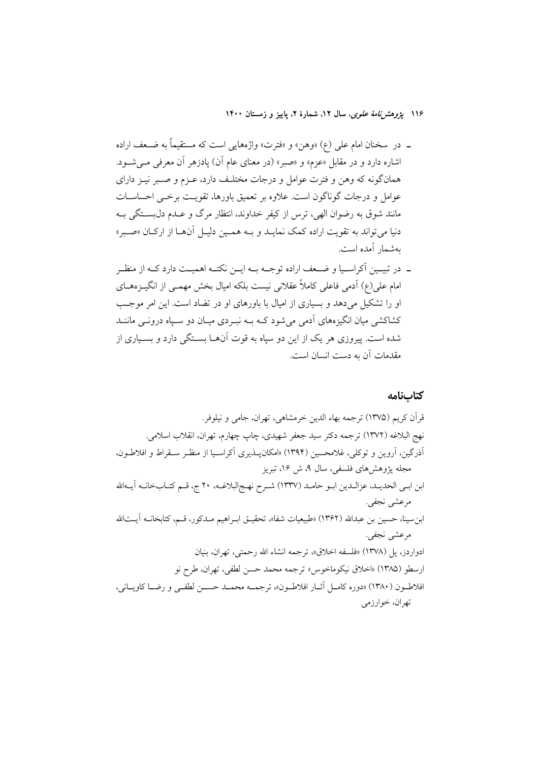- در سخنان امام علی (ع) «وهن» و «فترت» واژه‌هایی است که مستقیماً به ضعف اراده اشاره دارد و در مقابل «عزم» و «صبر» (در معنای عام آن) پادزهر آن معرفی می‌شود. همان‌گونه که وهن و فترت عوامل و درجات مختلف دارد، عزم و صبر نیز دارای عوامل و درجات گوناگون است. علاوه بر تعمیق باورها، تقویت برخی احساسات مانند شوق به رضوان الهی، ترس از کیفر خداوند، انتظار مرگ و عدم دل‌بستگی به دنیا می‌تواند به تقویت اراده کمک نماید و به همین دلیل آن‌ها از ارکان «صبر» به‌شمار آمده است.
- در تبیین آکراسیا و ضعف اراده توجه به این نکته اهمیت دارد که از منظر امام علی(ع) آدمی فاعلی کاملاً عقلانی نیست بلکه امیال بخش مهمی از انگیزه‌های او را تشکیل می‌دهد و بسیاری از امیال با باورهای او در تضاد است. این امر موجب کشاکشی میان انگیزه‌های آدمی می‌شود که به نبردی میان دو سپاه درونی مانند شده است. پیروزی هر یک از این دو سپاه به قوت آن‌ها بستگی دارد و بسیاری از مقدمات آن به دست انسان است.

## کتاب‌نامه

قرآن کریم (۱۳۷۵) ترجمه بهاء الدین خرمشاهی، تهران، جامی و نیلوفر.

نهج البلاغه (۱۳۷۲) ترجمه دکتر سید جعفر شهیدی، چاپ چهارم، تهران، انقلاب اسلامی.

آذرگین، آروین و توکلی، غلامحسین (۱۳۹۴) «امکان‌پذیری آکراسیا از منظر سقراط و افلاطون، مجله پژوهش‌های فلسفی، سال ۹، ش ۱۶، تبریز

ابن ابی الحدید، عزالدین ابو حامد (۱۳۳۷) شرح نهج‌البلاغه، ۲۰ ج، قم کتاب‌خانه آیه‌الله مرعشی نجفی.

ابن‌سینا، حسین بن عبدالله (۱۳۶۲) «طبیعیات شفا»، تحقیق ابراهیم مدکور، قم، کتابخانه آیت‌الله مرعشی نجفی.

ادواردز، پل (۱۳۷۸) «فلسفه اخلاق»، ترجمه انشاء الله رحمتی، تهران، بنیان

ارسطو (۱۳۸۵) «اخلاق نیکوماخوس» ترجمه محمد حسن لطفی، تهران، طرح نو

افلاطون (۱۳۸۰) «دوره کامل آثار افلاطون»، ترجمه محمد حسن لطفی و رضا کاویانی، تهران، خوارزمی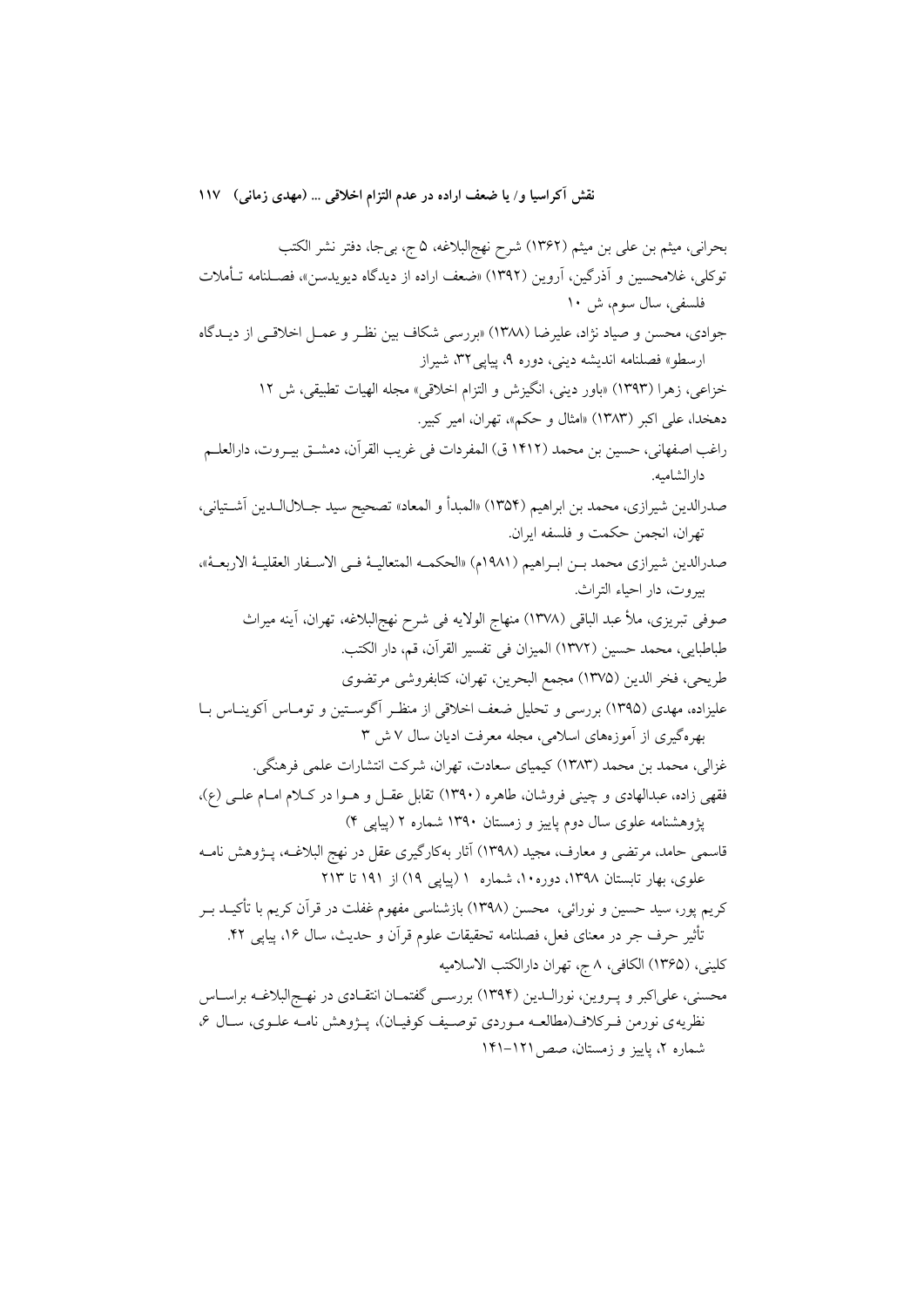بحرانی، میثم بن علی بن میثم (۱۳۶۲) شرح نهج‌البلاغه، ۵ ج، بی‌جا، دفتر نشر الکتب

توکلی، غلامحسین و آذرگین، آروین (۱۳۹۲) «ضعف اراده از دیدگاه دیویدسن»، فصلنامه تأملات فلسفی، سال سوم، ش ۱۰

جوادی، محسن و صیاد نژاد، علیرضا (۱۳۸۸) «بررسی شکاف بین نظر و عمل اخلاقی از دیدگاه ارسطو» فصلنامه اندیشه دینی، دوره ۹، پیاپی۳۲، شیراز

خزاعی، زهرا (۱۳۹۳) «باور دینی، انگیزش و التزام اخلاقی» مجله الهیات تطبیقی، ش ۱۲

دهخدا، علی اکبر (۱۳۸۳) «امثال و حکم»، تهران، امیر کبیر.

راغب اصفهانی، حسین بن محمد (۱۴۱۲ ق) المفردات فی غریب القرآن، دمشق بیروت، دارالعلم دارالشامیه.

صدرالدین شیرازی، محمد بن ابراهیم (۱۳۵۴) «المبدأ و المعاد» تصحیح سید جلال‌الدین آشتیانی، تهران، انجمن حکمت و فلسفه ایران.

صدرالدین شیرازی محمد بن ابراهیم (۱۹۸۱م) «الحکمه المتعالیهٔ فی الاسفار العقلیهٔ الاربعهٔ»، بیروت، دار احیاء التراث.

صوفی تبریزی، ملأ عبد الباقی (۱۳۷۸) منهاج الولایه فی شرح نهج‌البلاغه، تهران، آینه میراث

طباطبایی، محمد حسین (۱۳۷۲) المیزان فی تفسیر القرآن، قم، دار الکتب.

طریحی، فخر الدین (۱۳۷۵) مجمع البحرین، تهران، کتابفروشی مرتضوی

علیزاده، مهدی (۱۳۹۵) بررسی و تحلیل ضعف اخلاقی از منظر آگوستین و توماس آکویناس با بهره‌گیری از آموزه‌های اسلامی، مجله معرفت ادیان سال ۷ ش ۳

غزالی، محمد بن محمد (۱۳۸۳) کیمیای سعادت، تهران، شرکت انتشارات علمی فرهنگی.

فقهی زاده، عبدالهادی و چینی فروشان، طاهره (۱۳۹۰) تقابل عقل و هوا در کلام امام علی (ع)، پژوهشنامه علوی سال دوم پاییز و زمستان ۱۳۹۰ شماره ۲ (پیاپی ۴)

قاسمی حامد، مرتضی و معارف، مجید (۱۳۹۸) آثار به‌کارگیری عقل در نهج البلاغه، پژوهش نامه علوی، بهار تابستان ۱۳۹۸، دوره۱۰، شماره ۱ (پیاپی ۱۹) از ۱۹۱ تا ۲۱۳

کریم پور، سید حسین و نورائی، محسن (۱۳۹۸) بازشناسی مفهوم غفلت در قرآن کریم با تأکید بر تأثیر حرف جر در معنای فعل، فصلنامه تحقیقات علوم قرآن و حدیث، سال ۱۶، پیاپی ۴۲.

کلینی، (۱۳۶۵) الکافی، ۸ ج، تهران دارالکتب الاسلامیه

محسنی، علی‌اکبر و پروین، نورالدین (۱۳۹۴) بررسی گفتمان انتقادی در نهج‌البلاغه براساس نظریه‌ی نورمن فرکلاف(مطالعه موردی توصیف کوفیان)، پژوهش نامه علوی، سال ۶، شماره ۲، پاییز و زمستان، صص۱۲۱–۱۴۱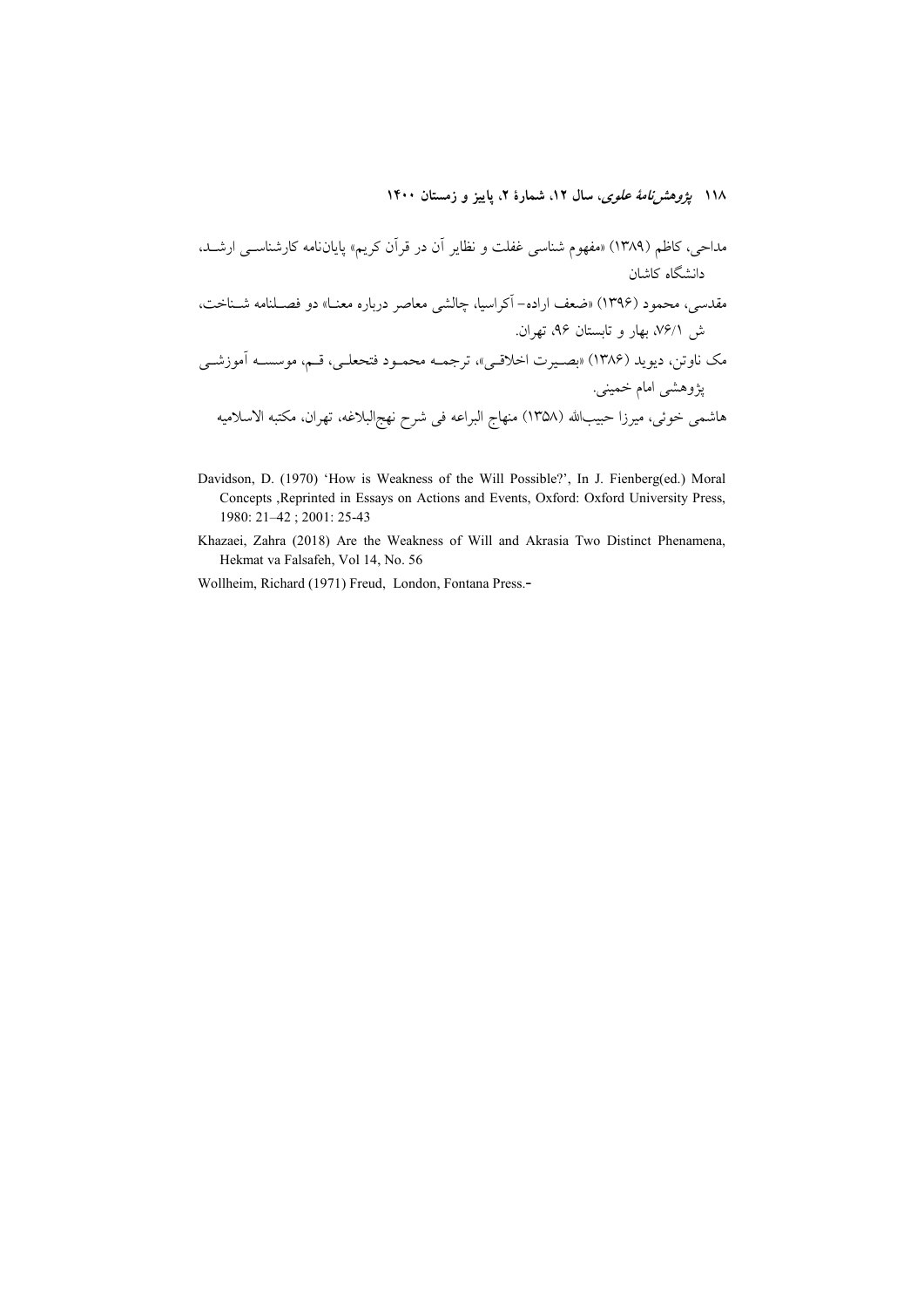مداحی، کاظم (۱۳۸۹) «مفهوم شناسی غفلت و نظایر آن در قرآن کریم» پایان‌نامه کارشناسی ارشد، دانشگاه کاشان

مقدسی، محمود (۱۳۹۶) «ضعف اراده- آکراسیا، چالشی معاصر درباره معنا» دو فصلنامه شناخت، ش ۷۶/۱، بهار و تابستان ۹۶، تهران.

مک ناوتن، دیوید (۱۳۸۶) «بصیرت اخلاقی»، ترجمه محمود فتحعلی، قم، موسسه آموزشی پژوهشی امام خمینی.

هاشمی خوئی، میرزا حبیب‌الله (۱۳۵۸) منهاج البراعه فی شرح نهج‌البلاغه، تهران، مکتبه الاسلامیه

Davidson, D. (1970) 'How is Weakness of the Will Possible?', In J. Fienberg(ed.) Moral Concepts ,Reprinted in Essays on Actions and Events, Oxford: Oxford University Press, 1980: 21–42 ; 2001: 25-43

Khazaei, Zahra (2018) Are the Weakness of Will and Akrasia Two Distinct Phenamena, Hekmat va Falsafeh, Vol 14, No. 56

Wollheim, Richard (1971) Freud, London, Fontana Press.-